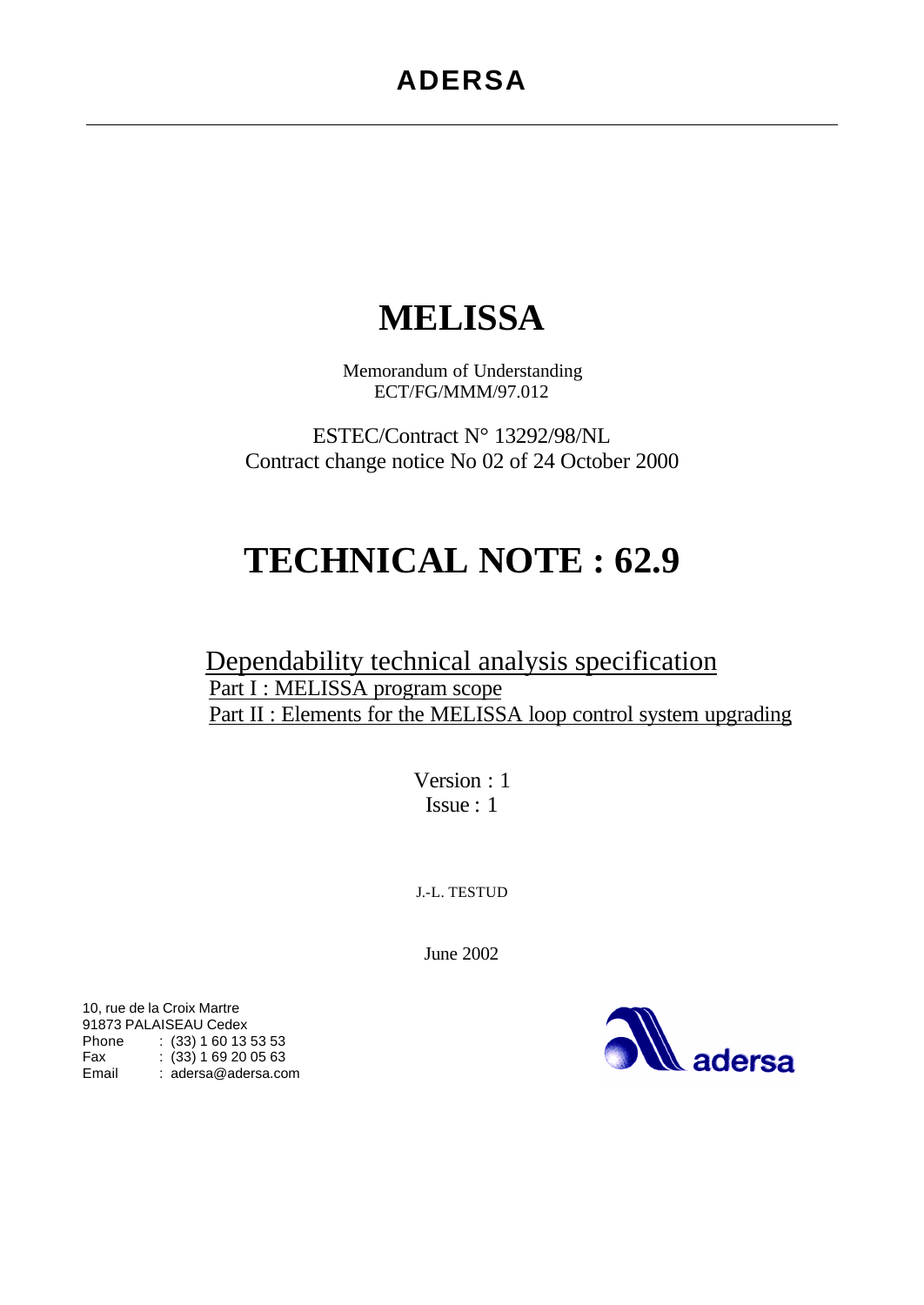# ADERSA

# MELISSA

Memorandum of Understanding
ECT/FG/MMM/97.012

ESTEC/Contract N° 13292/98/NL
Contract change notice No 02 of 24 October 2000

# TECHNICAL NOTE : 62.9

## Dependability technical analysis specification

Part I : MELISSA program scope

Part II : Elements for the MELISSA loop control system upgrading

Version : 1
Issue : 1

J.-L. TESTUD

June 2002

10, rue de la Croix Martre
91873 PALAISEAU Cedex
Phone : (33) 1 60 13 53 53
Fax : (33) 1 69 20 05 63
Email : adersa@adersa.com

adersa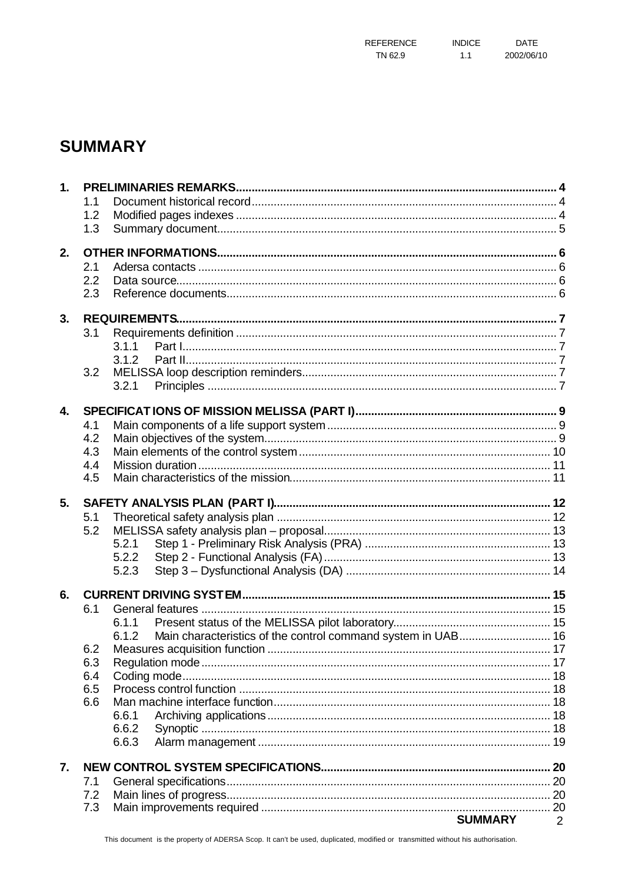# SUMMARY

1. **PRELIMINARIES REMARKS** ..... 4
   - 1.1 Document historical record ..... 4
   - 1.2 Modified pages indexes ..... 4
   - 1.3 Summary document ..... 5
2. **OTHER INFORMATIONS** ..... 6
   - 2.1 Adersa contacts ..... 6
   - 2.2 Data source ..... 6
   - 2.3 Reference documents ..... 6
3. **REQUIREMENTS** ..... 7
   - 3.1 Requirements definition ..... 7
     - 3.1.1 Part I ..... 7
     - 3.1.2 Part II ..... 7
   - 3.2 MELISSA loop description reminders ..... 7
     - 3.2.1 Principles ..... 7
4. **SPECIFICATIONS OF MISSION MELISSA (PART I)** ..... 9
   - 4.1 Main components of a life support system ..... 9
   - 4.2 Main objectives of the system ..... 9
   - 4.3 Main elements of the control system ..... 10
   - 4.4 Mission duration ..... 11
   - 4.5 Main characteristics of the mission ..... 11
5. **SAFETY ANALYSIS PLAN (PART I)** ..... 12
   - 5.1 Theoretical safety analysis plan ..... 12
   - 5.2 MELISSA safety analysis plan – proposal ..... 13
     - 5.2.1 Step 1 - Preliminary Risk Analysis (PRA) ..... 13
     - 5.2.2 Step 2 - Functional Analysis (FA) ..... 13
     - 5.2.3 Step 3 – Dysfunctional Analysis (DA) ..... 14
6. **CURRENT DRIVING SYSTEM** ..... 15
   - 6.1 General features ..... 15
     - 6.1.1 Present status of the MELISSA pilot laboratory ..... 15
     - 6.1.2 Main characteristics of the control command system in UAB ..... 16
   - 6.2 Measures acquisition function ..... 17
   - 6.3 Regulation mode ..... 17
   - 6.4 Coding mode ..... 18
   - 6.5 Process control function ..... 18
   - 6.6 Man machine interface function ..... 18
     - 6.6.1 Archiving applications ..... 18
     - 6.6.2 Synoptic ..... 18
     - 6.6.3 Alarm management ..... 19
7. **NEW CONTROL SYSTEM SPECIFICATIONS** ..... 20
   - 7.1 General specifications ..... 20
   - 7.2 Main lines of progress ..... 20
   - 7.3 Main improvements required ..... 20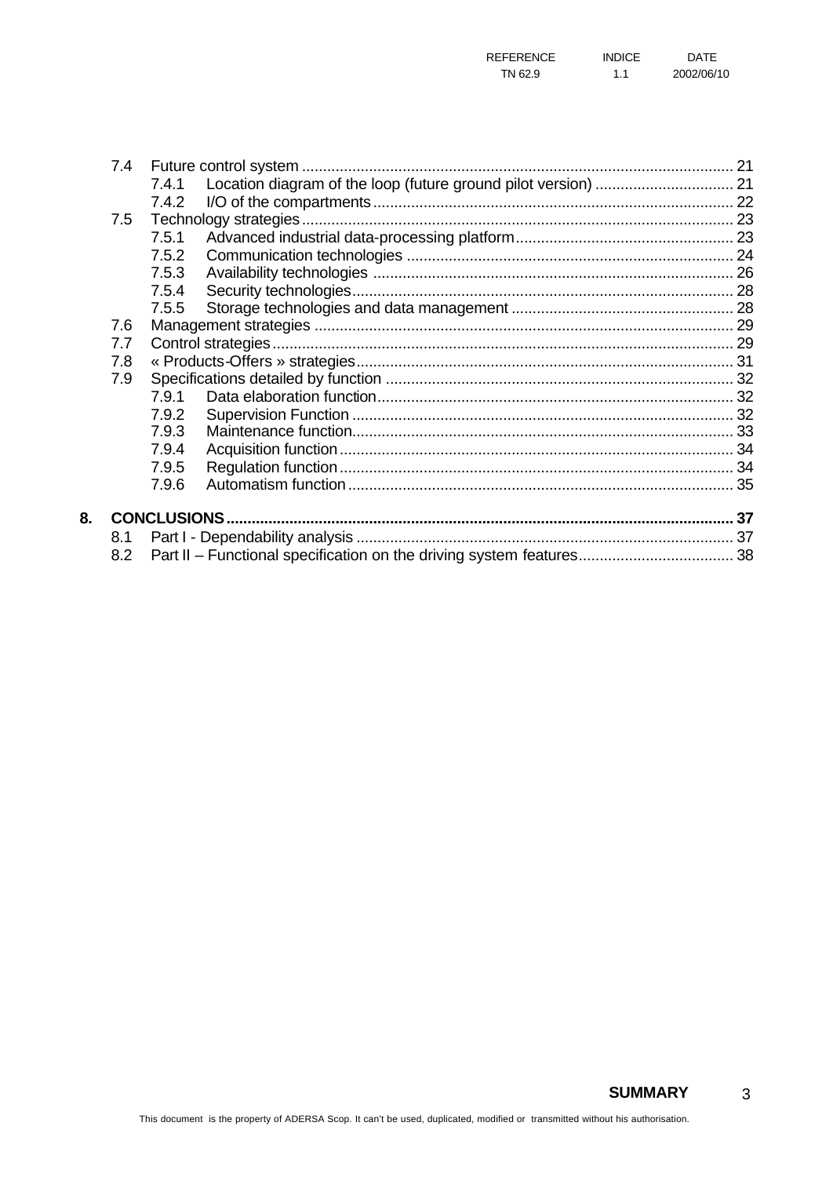7.4 Future control system ...................................................................................................... 21

 7.4.1 Location diagram of the loop (future ground pilot version) ................................ 21

 7.4.2 I/O of the compartments ..................................................................................... 22

7.5 Technology strategies ...................................................................................................... 23

 7.5.1 Advanced industrial data-processing platform.................................................... 23

 7.5.2 Communication technologies ............................................................................. 24

 7.5.3 Availability technologies ..................................................................................... 26

 7.5.4 Security technologies.......................................................................................... 28

 7.5.5 Storage technologies and data management ..................................................... 28

7.6 Management strategies ................................................................................................... 29

7.7 Control strategies............................................................................................................. 29

7.8 « Products-Offers » strategies......................................................................................... 31

7.9 Specifications detailed by function .................................................................................. 32

 7.9.1 Data elaboration function.................................................................................... 32

 7.9.2 Supervision Function .......................................................................................... 32

 7.9.3 Maintenance function.......................................................................................... 33

 7.9.4 Acquisition function ............................................................................................. 34

 7.9.5 Regulation function ............................................................................................. 34

 7.9.6 Automatism function ........................................................................................... 35

**8. CONCLUSIONS ........................................................................................................................ 37**

8.1 Part I - Dependability analysis ......................................................................................... 37

8.2 Part II – Functional specification on the driving system features..................................... 38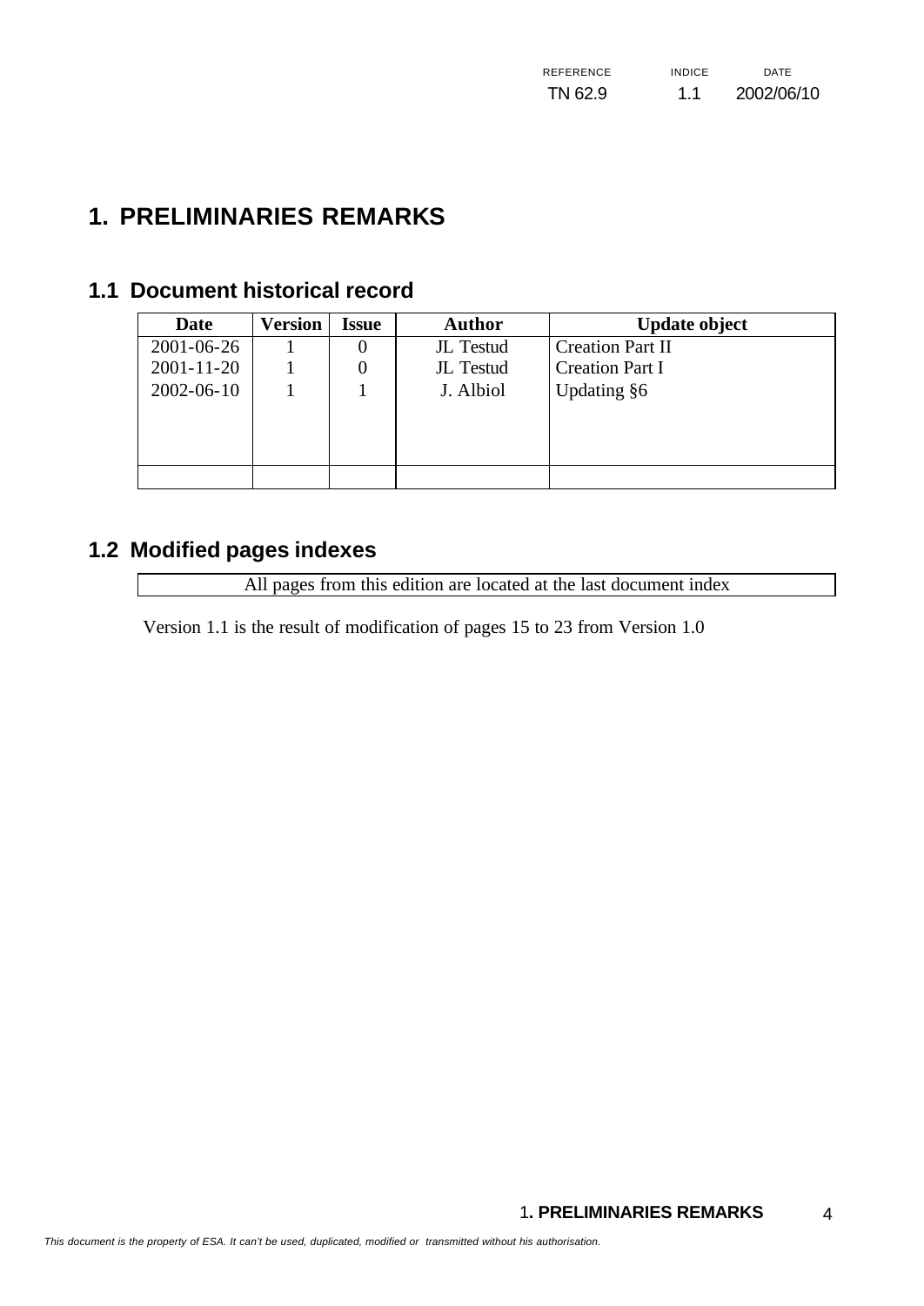# 1. PRELIMINARIES REMARKS

## 1.1 Document historical record

| Date | Version | Issue | Author | Update object |
|---|---|---|---|---|
| 2001-06-26 | 1 | 0 | JL Testud | Creation Part II |
| 2001-11-20 | 1 | 0 | JL Testud | Creation Part I |
| 2002-06-10 | 1 | 1 | J. Albiol | Updating §6 |
| | | | | |

## 1.2 Modified pages indexes

| All pages from this edition are located at the last document index |
|---|

Version 1.1 is the result of modification of pages 15 to 23 from Version 1.0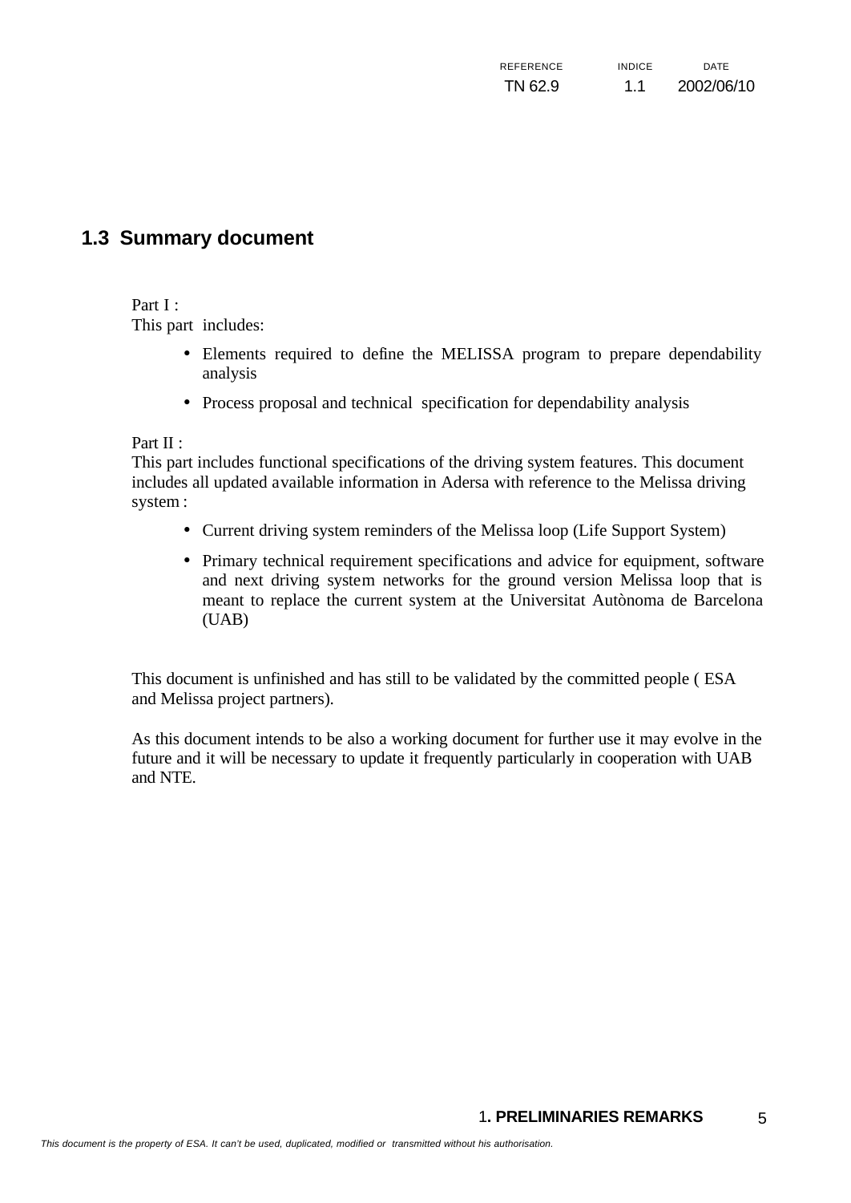## 1.3 Summary document

Part I :
This part includes:

- Elements required to define the MELISSA program to prepare dependability analysis
- Process proposal and technical specification for dependability analysis

Part II :
This part includes functional specifications of the driving system features. This document includes all updated available information in Adersa with reference to the Melissa driving system :

- Current driving system reminders of the Melissa loop (Life Support System)
- Primary technical requirement specifications and advice for equipment, software and next driving system networks for the ground version Melissa loop that is meant to replace the current system at the Universitat Autònoma de Barcelona (UAB)

This document is unfinished and has still to be validated by the committed people ( ESA and Melissa project partners).

As this document intends to be also a working document for further use it may evolve in the future and it will be necessary to update it frequently particularly in cooperation with UAB and NTE.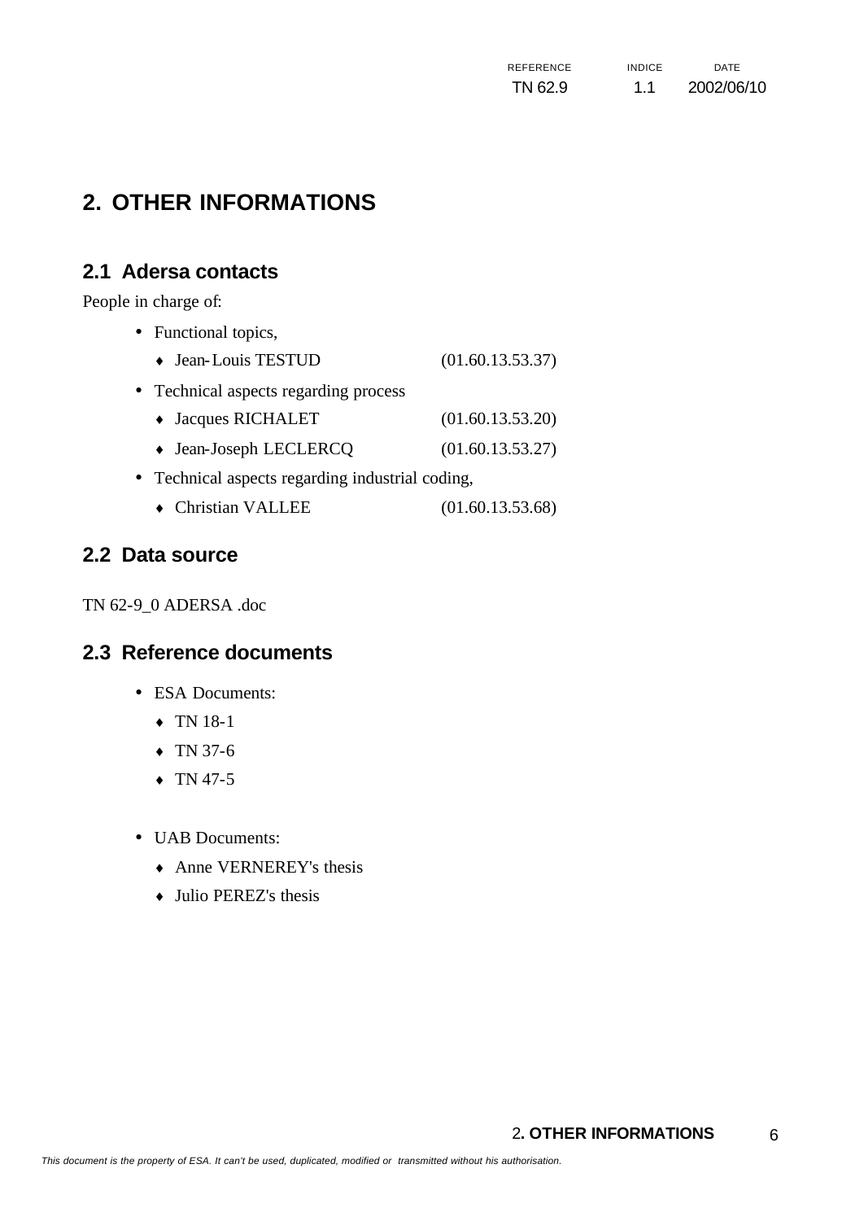# 2. OTHER INFORMATIONS

## 2.1 Adersa contacts

People in charge of:

- Functional topics,
  - Jean-Louis TESTUD (01.60.13.53.37)
- Technical aspects regarding process
  - Jacques RICHALET (01.60.13.53.20)
  - Jean-Joseph LECLERCQ (01.60.13.53.27)
- Technical aspects regarding industrial coding,
  - Christian VALLEE (01.60.13.53.68)

## 2.2 Data source

TN 62-9_0 ADERSA .doc

## 2.3 Reference documents

- ESA Documents:
  - TN 18-1
  - TN 37-6
  - TN 47-5

- UAB Documents:
  - Anne VERNEREY's thesis
  - Julio PEREZ's thesis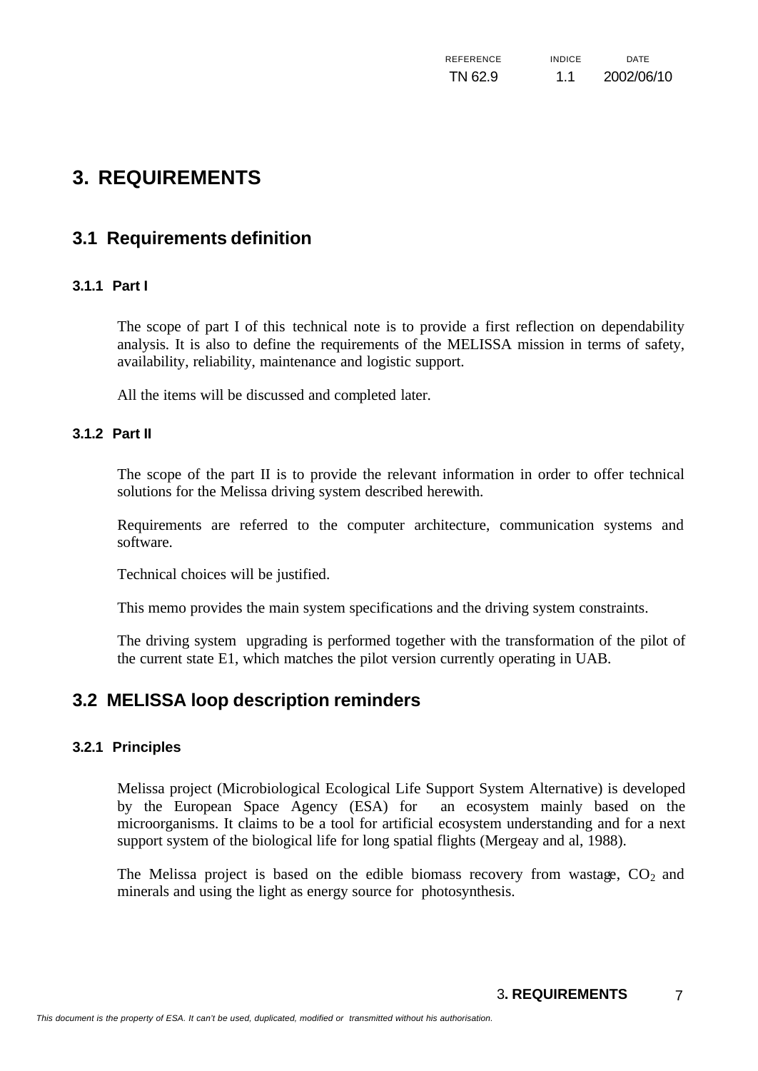# 3. REQUIREMENTS

## 3.1 Requirements definition

### 3.1.1 Part I

The scope of part I of this technical note is to provide a first reflection on dependability analysis. It is also to define the requirements of the MELISSA mission in terms of safety, availability, reliability, maintenance and logistic support.

All the items will be discussed and completed later.

### 3.1.2 Part II

The scope of the part II is to provide the relevant information in order to offer technical solutions for the Melissa driving system described herewith.

Requirements are referred to the computer architecture, communication systems and software.

Technical choices will be justified.

This memo provides the main system specifications and the driving system constraints.

The driving system upgrading is performed together with the transformation of the pilot of the current state E1, which matches the pilot version currently operating in UAB.

## 3.2 MELISSA loop description reminders

### 3.2.1 Principles

Melissa project (Microbiological Ecological Life Support System Alternative) is developed by the European Space Agency (ESA) for an ecosystem mainly based on the microorganisms. It claims to be a tool for artificial ecosystem understanding and for a next support system of the biological life for long spatial flights (Mergeay and al, 1988).

The Melissa project is based on the edible biomass recovery from wastage, $CO_2$ and minerals and using the light as energy source for photosynthesis.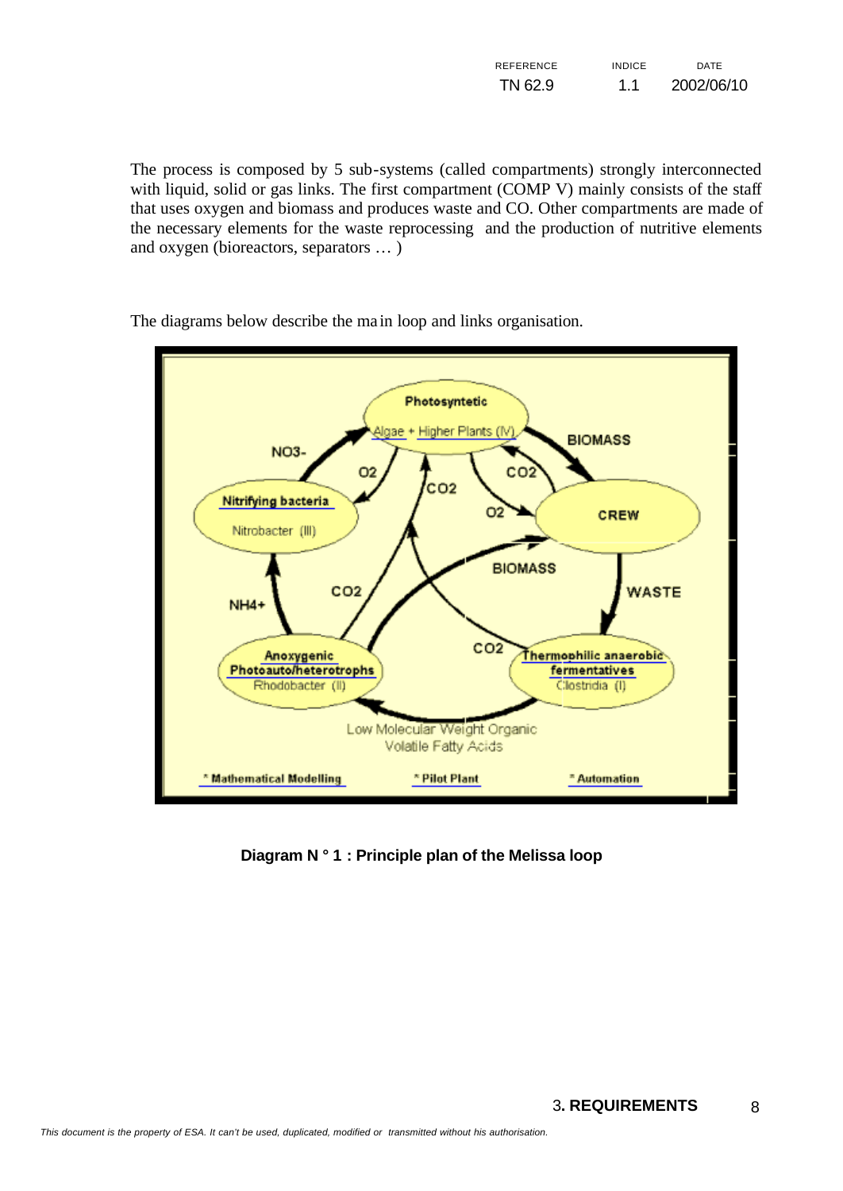The process is composed by 5 sub-systems (called compartments) strongly interconnected with liquid, solid or gas links. The first compartment (COMP V) mainly consists of the staff that uses oxygen and biomass and produces waste and CO. Other compartments are made of the necessary elements for the waste reprocessing and the production of nutritive elements and oxygen (bioreactors, separators … )

The diagrams below describe the main loop and links organisation.

**Diagram N ° 1 : Principle plan of the Melissa loop**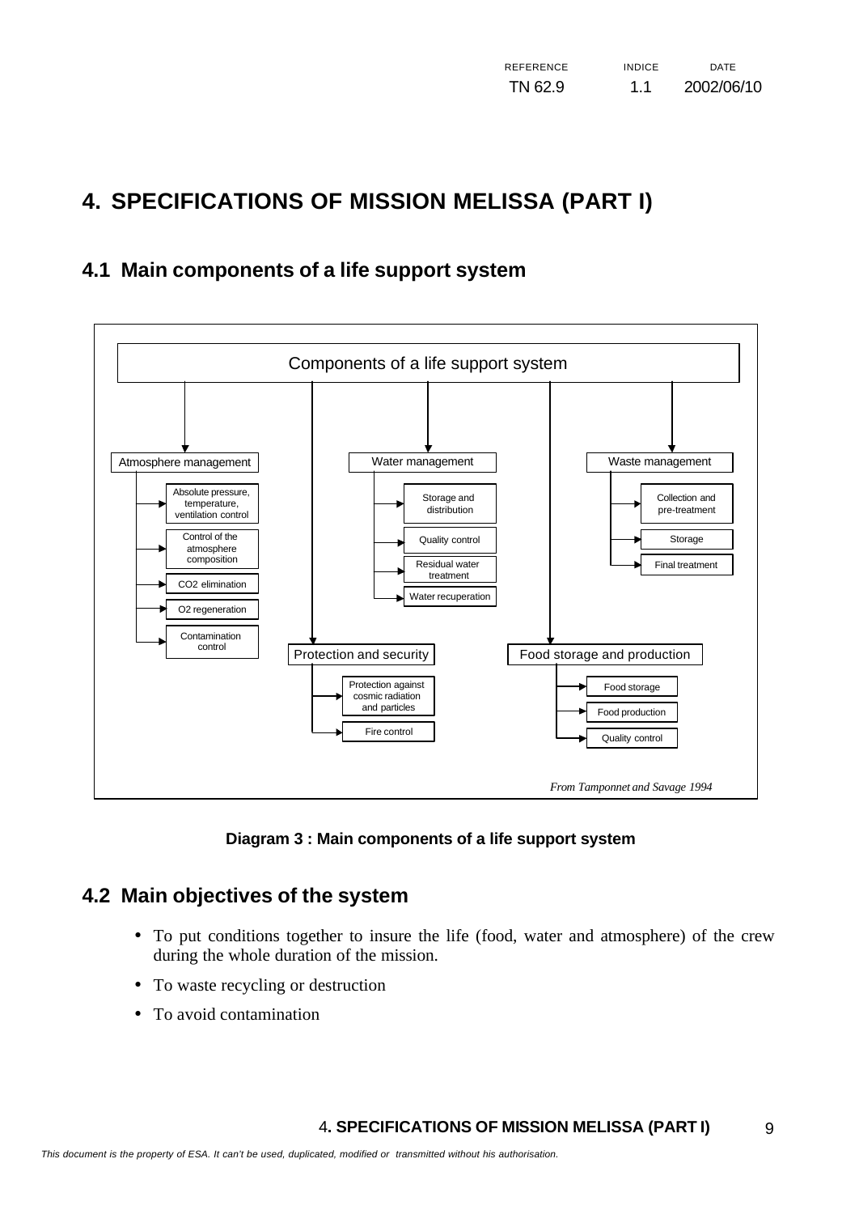# 4. SPECIFICATIONS OF MISSION MELISSA (PART I)

## 4.1 Main components of a life support system

Components of a life support system

- Atmosphere management
  - Absolute pressure, temperature, ventilation control
  - Control of the atmosphere composition
  - CO2 elimination
  - O2 regeneration
  - Contamination control
- Protection and security
  - Protection against cosmic radiation and particles
  - Fire control
- Water management
  - Storage and distribution
  - Quality control
  - Residual water treatment
  - Water recuperation
- Food storage and production
  - Food storage
  - Food production
  - Quality control
- Waste management
  - Collection and pre-treatment
  - Storage
  - Final treatment

*From Tamponnet and Savage 1994*

**Diagram 3 : Main components of a life support system**

## 4.2 Main objectives of the system

- To put conditions together to insure the life (food, water and atmosphere) of the crew during the whole duration of the mission.
- To waste recycling or destruction
- To avoid contamination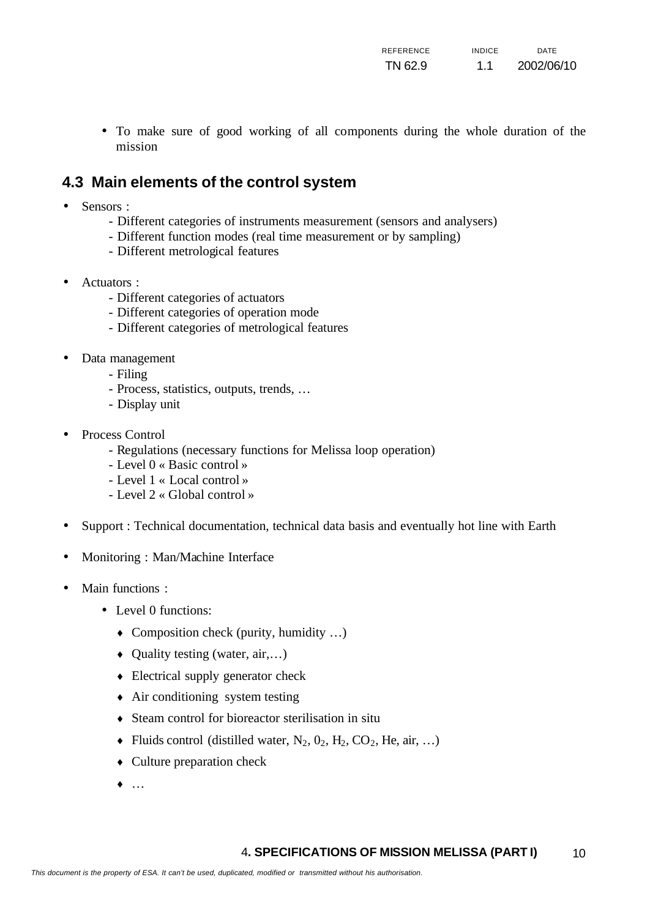- To make sure of good working of all components during the whole duration of the mission

## 4.3 Main elements of the control system

- Sensors :
  - Different categories of instruments measurement (sensors and analysers)
  - Different function modes (real time measurement or by sampling)
  - Different metrological features

- Actuators :
  - Different categories of actuators
  - Different categories of operation mode
  - Different categories of metrological features

- Data management
  - Filing
  - Process, statistics, outputs, trends, …
  - Display unit

- Process Control
  - Regulations (necessary functions for Melissa loop operation)
  - Level 0 « Basic control »
  - Level 1 « Local control »
  - Level 2 « Global control »

- Support : Technical documentation, technical data basis and eventually hot line with Earth

- Monitoring : Man/Machine Interface

- Main functions :
  - Level 0 functions:
    - Composition check (purity, humidity …)
    - Quality testing (water, air,…)
    - Electrical supply generator check
    - Air conditioning system testing
    - Steam control for bioreactor sterilisation in situ
    - Fluids control (distilled water, $N_2$, $0_2$, $H_2$, $CO_2$, He, air, …)
    - Culture preparation check
    - …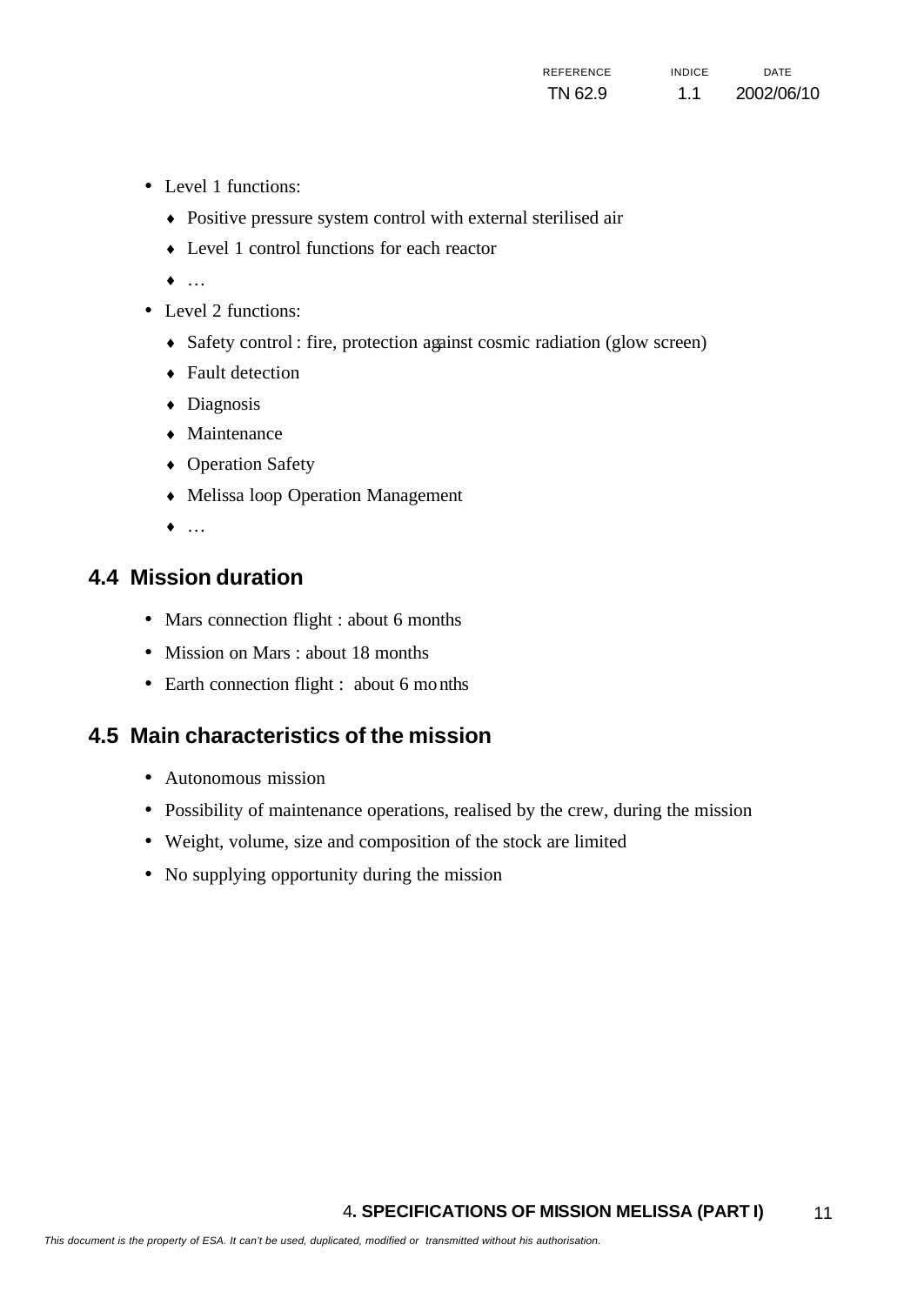- Level 1 functions:
  - Positive pressure system control with external sterilised air
  - Level 1 control functions for each reactor
  - …
- Level 2 functions:
  - Safety control : fire, protection against cosmic radiation (glow screen)
  - Fault detection
  - Diagnosis
  - Maintenance
  - Operation Safety
  - Melissa loop Operation Management
  - …

## 4.4 Mission duration

- Mars connection flight : about 6 months
- Mission on Mars : about 18 months
- Earth connection flight : about 6 months

## 4.5 Main characteristics of the mission

- Autonomous mission
- Possibility of maintenance operations, realised by the crew, during the mission
- Weight, volume, size and composition of the stock are limited
- No supplying opportunity during the mission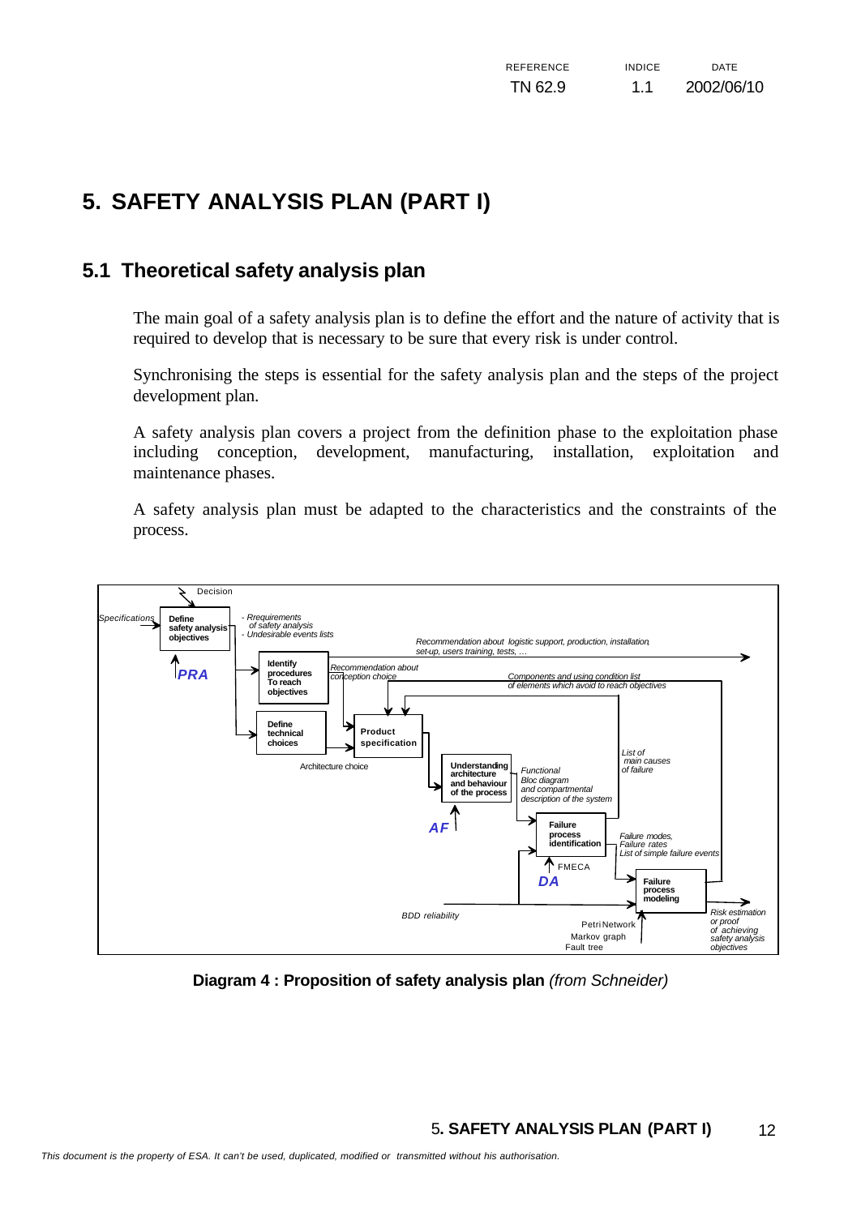# 5. SAFETY ANALYSIS PLAN (PART I)

## 5.1 Theoretical safety analysis plan

The main goal of a safety analysis plan is to define the effort and the nature of activity that is required to develop that is necessary to be sure that every risk is under control.

Synchronising the steps is essential for the safety analysis plan and the steps of the project development plan.

A safety analysis plan covers a project from the definition phase to the exploitation phase including conception, development, manufacturing, installation, exploitation and maintenance phases.

A safety analysis plan must be adapted to the characteristics and the constraints of the process.

Decision

Specifications → **Define safety analysis objectives** → - Rrequirements of safety analysis - Undesirable events lists

**PRA**

**Identify procedures To reach objectives** → *Recommendation about logistic support, production, installation, set-up, users training, tests, ...*

*Recommendation about conception choice*

*Components and using condition list of elements which avoid to reach objectives*

**Define technical choices** → **Product specification**

Architecture choice

**Understanding architecture and behaviour of the process** → *Functional Bloc diagram and compartmental description of the system*

**AF**

*List of main causes of failure*

**Failure process identification** → *Failure modes, Failure rates List of simple failure events*

FMECA

**DA**

*BDD reliability*

**Failure process modeling** → *Risk estimation or proof of achieving safety analysis objectives*

Petri Network
Markov graph
Fault tree

**Diagram 4 : Proposition of safety analysis plan** *(from Schneider)*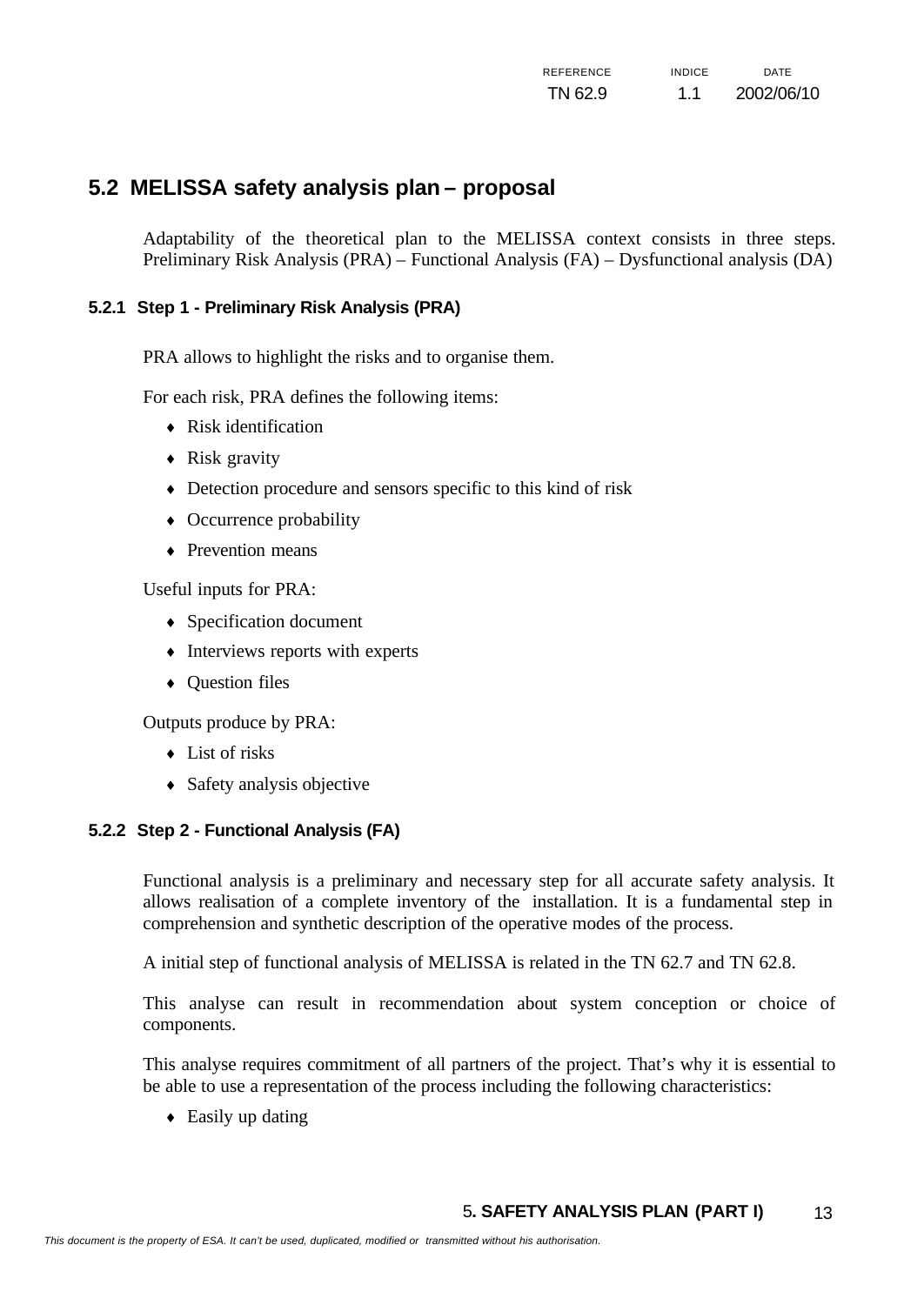## 5.2 MELISSA safety analysis plan – proposal

Adaptability of the theoretical plan to the MELISSA context consists in three steps. Preliminary Risk Analysis (PRA) – Functional Analysis (FA) – Dysfunctional analysis (DA)

### 5.2.1 Step 1 - Preliminary Risk Analysis (PRA)

PRA allows to highlight the risks and to organise them.

For each risk, PRA defines the following items:

- Risk identification
- Risk gravity
- Detection procedure and sensors specific to this kind of risk
- Occurrence probability
- Prevention means

Useful inputs for PRA:

- Specification document
- Interviews reports with experts
- Question files

Outputs produce by PRA:

- List of risks
- Safety analysis objective

### 5.2.2 Step 2 - Functional Analysis (FA)

Functional analysis is a preliminary and necessary step for all accurate safety analysis. It allows realisation of a complete inventory of the installation. It is a fundamental step in comprehension and synthetic description of the operative modes of the process.

A initial step of functional analysis of MELISSA is related in the TN 62.7 and TN 62.8.

This analyse can result in recommendation about system conception or choice of components.

This analyse requires commitment of all partners of the project. That's why it is essential to be able to use a representation of the process including the following characteristics:

- Easily up dating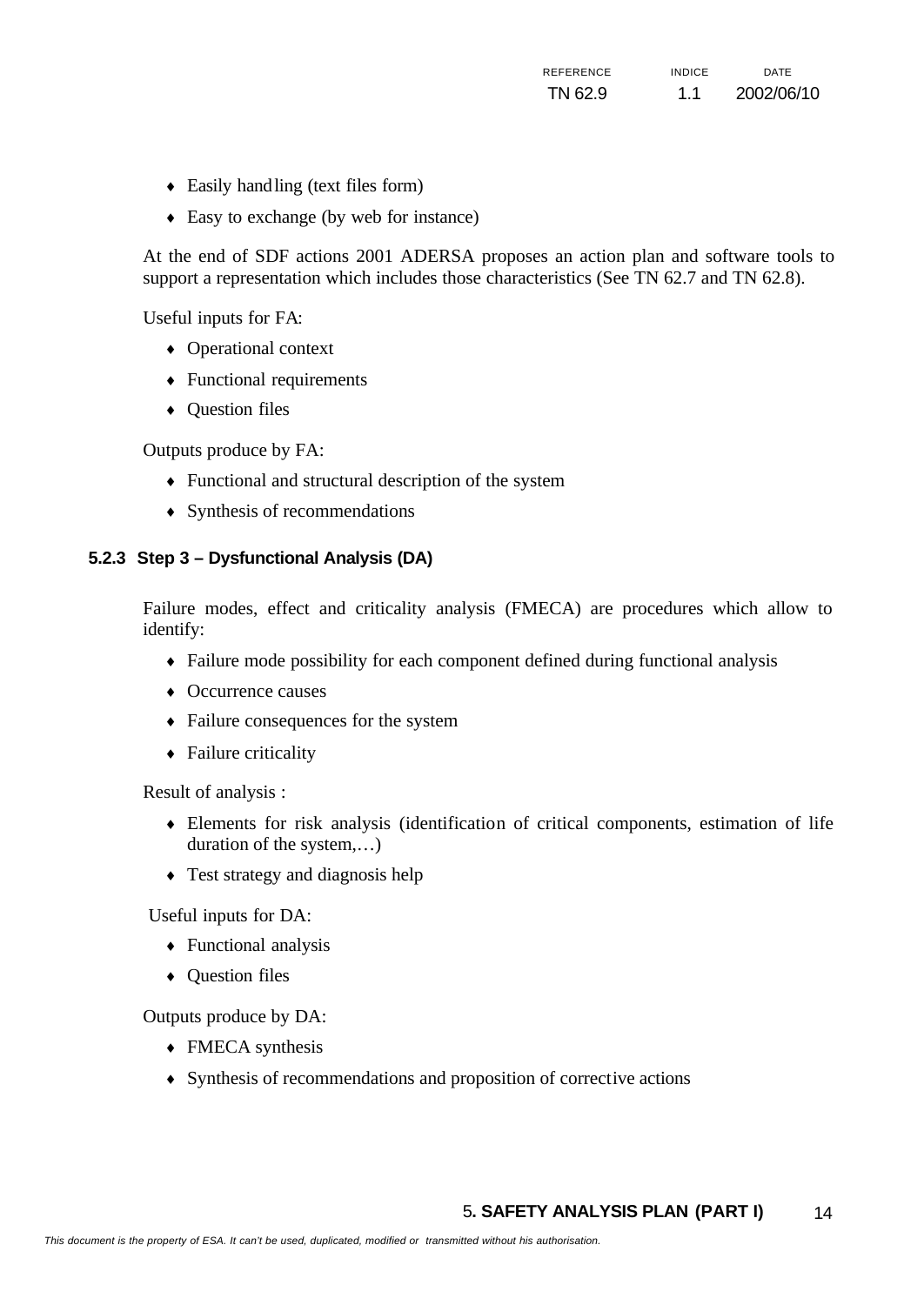- Easily handling (text files form)
- Easy to exchange (by web for instance)

At the end of SDF actions 2001 ADERSA proposes an action plan and software tools to support a representation which includes those characteristics (See TN 62.7 and TN 62.8).

Useful inputs for FA:

- Operational context
- Functional requirements
- Question files

Outputs produce by FA:

- Functional and structural description of the system
- Synthesis of recommendations

### 5.2.3 Step 3 – Dysfunctional Analysis (DA)

Failure modes, effect and criticality analysis (FMECA) are procedures which allow to identify:

- Failure mode possibility for each component defined during functional analysis
- Occurrence causes
- Failure consequences for the system
- Failure criticality

Result of analysis :

- Elements for risk analysis (identification of critical components, estimation of life duration of the system,…)
- Test strategy and diagnosis help

Useful inputs for DA:

- Functional analysis
- Question files

Outputs produce by DA:

- FMECA synthesis
- Synthesis of recommendations and proposition of corrective actions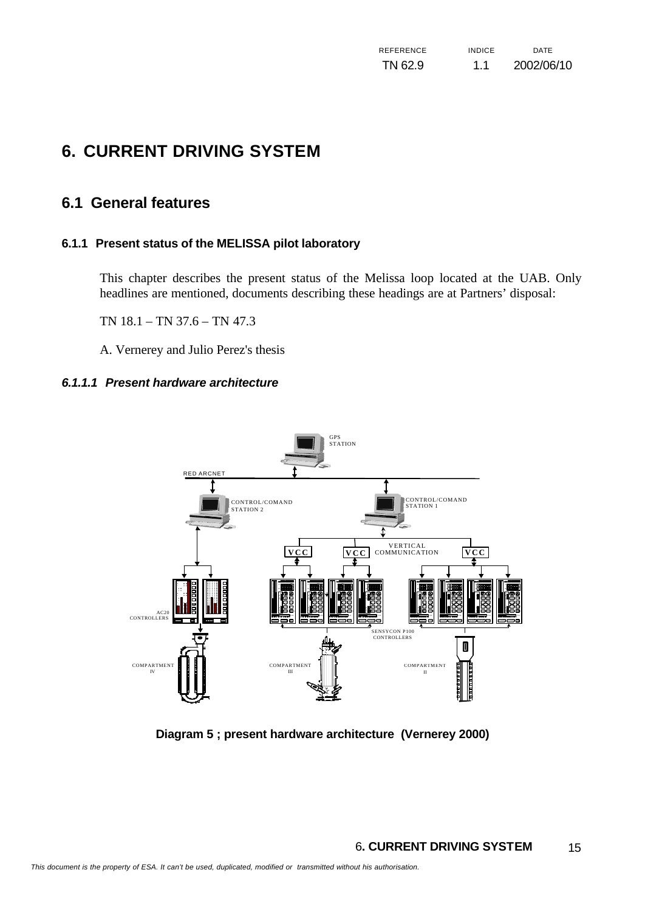# 6. CURRENT DRIVING SYSTEM

## 6.1 General features

### 6.1.1 Present status of the MELISSA pilot laboratory

This chapter describes the present status of the Melissa loop located at the UAB. Only headlines are mentioned, documents describing these headings are at Partners' disposal:

TN 18.1 – TN 37.6 – TN 47.3

A. Vernerey and Julio Perez's thesis

#### *6.1.1.1 Present hardware architecture*

**Diagram 5 ; present hardware architecture (Vernerey 2000)**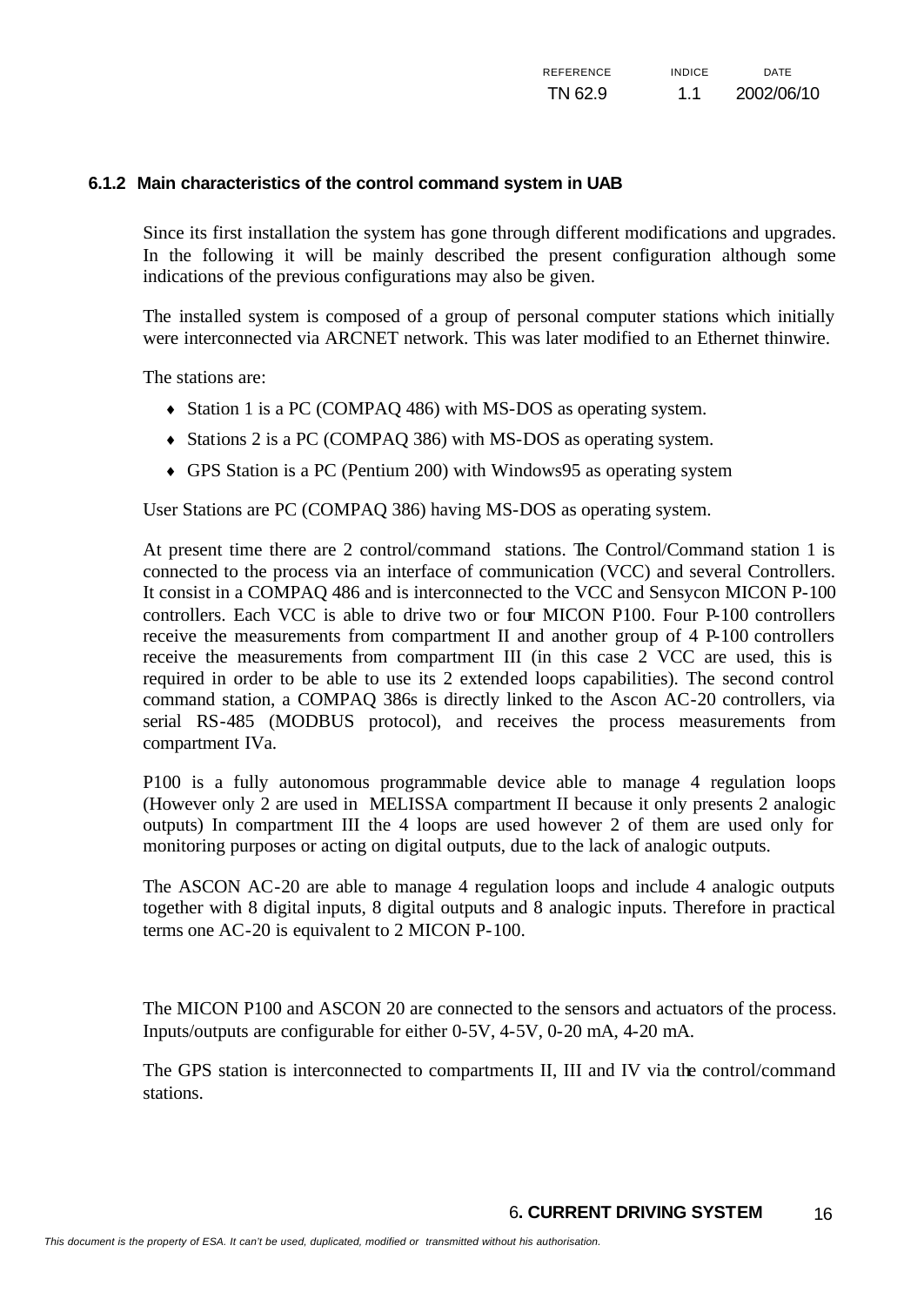### 6.1.2 Main characteristics of the control command system in UAB

Since its first installation the system has gone through different modifications and upgrades. In the following it will be mainly described the present configuration although some indications of the previous configurations may also be given.

The installed system is composed of a group of personal computer stations which initially were interconnected via ARCNET network. This was later modified to an Ethernet thinwire.

The stations are:

- Station 1 is a PC (COMPAQ 486) with MS-DOS as operating system.
- Stations 2 is a PC (COMPAQ 386) with MS-DOS as operating system.
- GPS Station is a PC (Pentium 200) with Windows95 as operating system

User Stations are PC (COMPAQ 386) having MS-DOS as operating system.

At present time there are 2 control/command stations. The Control/Command station 1 is connected to the process via an interface of communication (VCC) and several Controllers. It consist in a COMPAQ 486 and is interconnected to the VCC and Sensycon MICON P-100 controllers. Each VCC is able to drive two or four MICON P100. Four P-100 controllers receive the measurements from compartment II and another group of 4 P-100 controllers receive the measurements from compartment III (in this case 2 VCC are used, this is required in order to be able to use its 2 extended loops capabilities). The second control command station, a COMPAQ 386s is directly linked to the Ascon AC-20 controllers, via serial RS-485 (MODBUS protocol), and receives the process measurements from compartment IVa.

P100 is a fully autonomous programmable device able to manage 4 regulation loops (However only 2 are used in MELISSA compartment II because it only presents 2 analogic outputs) In compartment III the 4 loops are used however 2 of them are used only for monitoring purposes or acting on digital outputs, due to the lack of analogic outputs.

The ASCON AC-20 are able to manage 4 regulation loops and include 4 analogic outputs together with 8 digital inputs, 8 digital outputs and 8 analogic inputs. Therefore in practical terms one AC-20 is equivalent to 2 MICON P-100.

The MICON P100 and ASCON 20 are connected to the sensors and actuators of the process. Inputs/outputs are configurable for either 0-5V, 4-5V, 0-20 mA, 4-20 mA.

The GPS station is interconnected to compartments II, III and IV via the control/command stations.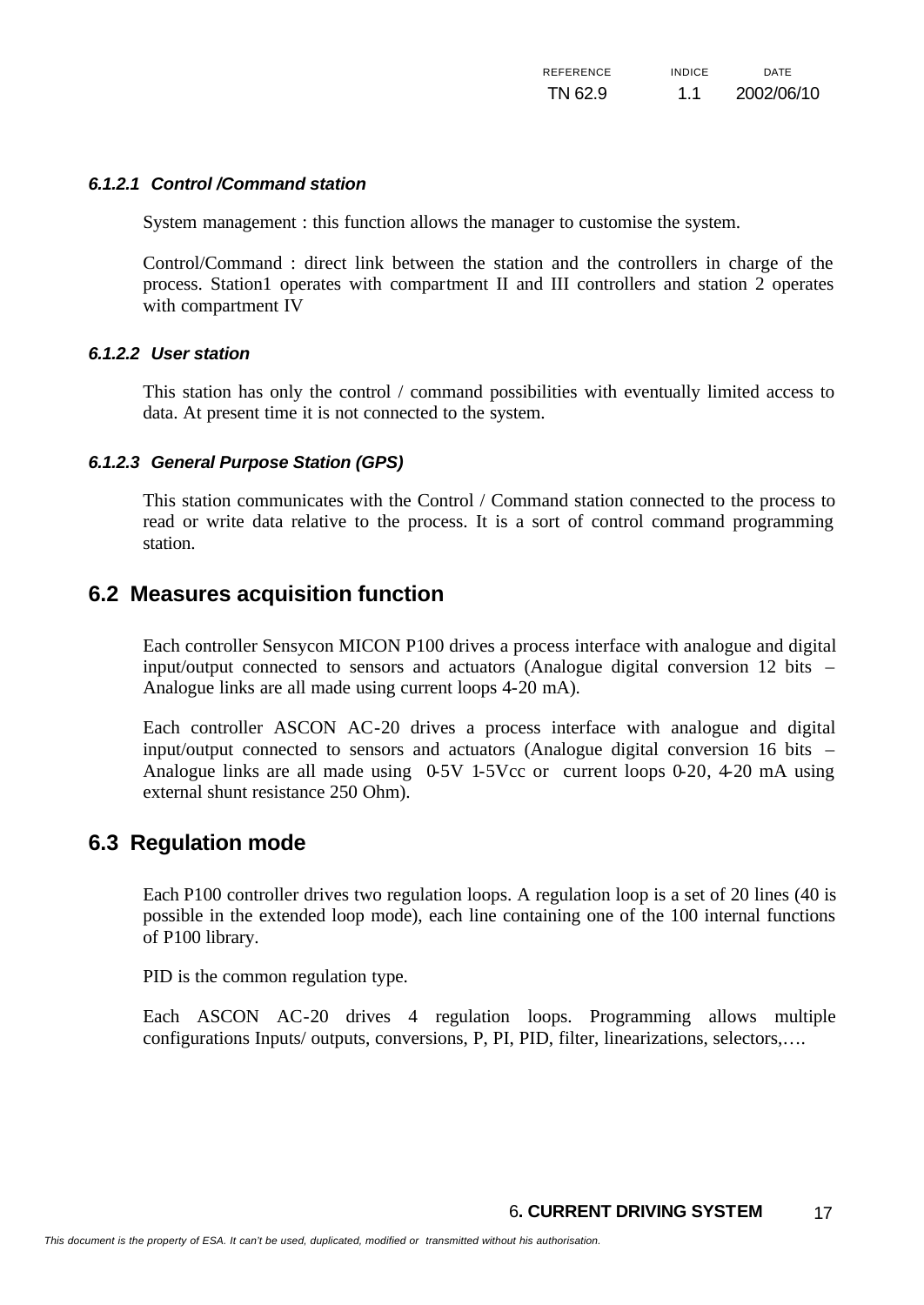#### *6.1.2.1 Control /Command station*

System management : this function allows the manager to customise the system.

Control/Command : direct link between the station and the controllers in charge of the process. Station1 operates with compartment II and III controllers and station 2 operates with compartment IV

#### *6.1.2.2 User station*

This station has only the control / command possibilities with eventually limited access to data. At present time it is not connected to the system.

#### *6.1.2.3 General Purpose Station (GPS)*

This station communicates with the Control / Command station connected to the process to read or write data relative to the process. It is a sort of control command programming station.

## 6.2 Measures acquisition function

Each controller Sensycon MICON P100 drives a process interface with analogue and digital input/output connected to sensors and actuators (Analogue digital conversion 12 bits – Analogue links are all made using current loops 4-20 mA).

Each controller ASCON AC-20 drives a process interface with analogue and digital input/output connected to sensors and actuators (Analogue digital conversion 16 bits – Analogue links are all made using 0-5V 1-5Vcc or current loops 0-20, 4-20 mA using external shunt resistance 250 Ohm).

## 6.3 Regulation mode

Each P100 controller drives two regulation loops. A regulation loop is a set of 20 lines (40 is possible in the extended loop mode), each line containing one of the 100 internal functions of P100 library.

PID is the common regulation type.

Each ASCON AC-20 drives 4 regulation loops. Programming allows multiple configurations Inputs/ outputs, conversions, P, PI, PID, filter, linearizations, selectors,….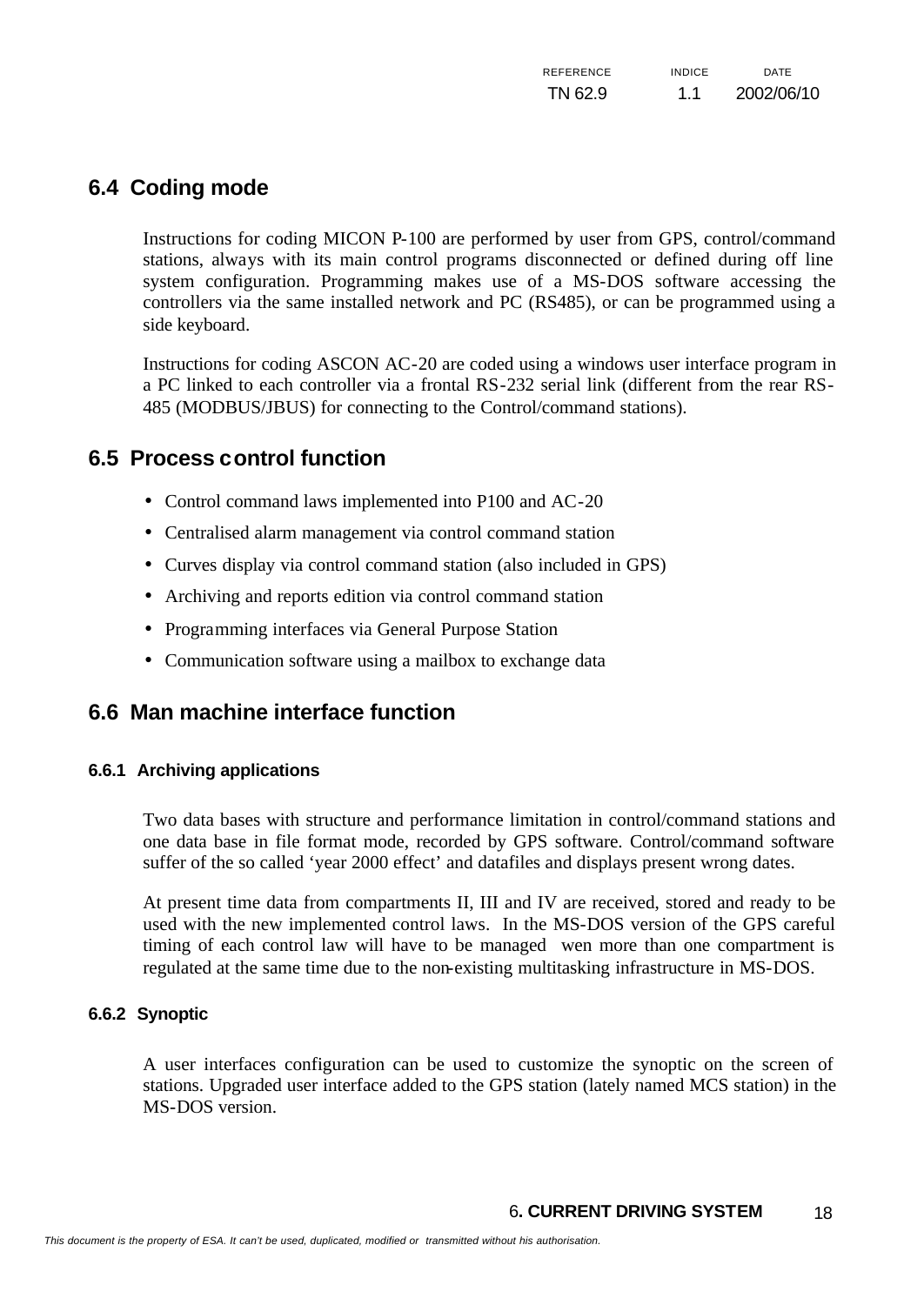## 6.4 Coding mode

Instructions for coding MICON P-100 are performed by user from GPS, control/command stations, always with its main control programs disconnected or defined during off line system configuration. Programming makes use of a MS-DOS software accessing the controllers via the same installed network and PC (RS485), or can be programmed using a side keyboard.

Instructions for coding ASCON AC-20 are coded using a windows user interface program in a PC linked to each controller via a frontal RS-232 serial link (different from the rear RS-485 (MODBUS/JBUS) for connecting to the Control/command stations).

## 6.5 Process control function

- Control command laws implemented into P100 and AC-20
- Centralised alarm management via control command station
- Curves display via control command station (also included in GPS)
- Archiving and reports edition via control command station
- Programming interfaces via General Purpose Station
- Communication software using a mailbox to exchange data

## 6.6 Man machine interface function

### 6.6.1 Archiving applications

Two data bases with structure and performance limitation in control/command stations and one data base in file format mode, recorded by GPS software. Control/command software suffer of the so called 'year 2000 effect' and datafiles and displays present wrong dates.

At present time data from compartments II, III and IV are received, stored and ready to be used with the new implemented control laws. In the MS-DOS version of the GPS careful timing of each control law will have to be managed wen more than one compartment is regulated at the same time due to the non-existing multitasking infrastructure in MS-DOS.

### 6.6.2 Synoptic

A user interfaces configuration can be used to customize the synoptic on the screen of stations. Upgraded user interface added to the GPS station (lately named MCS station) in the MS-DOS version.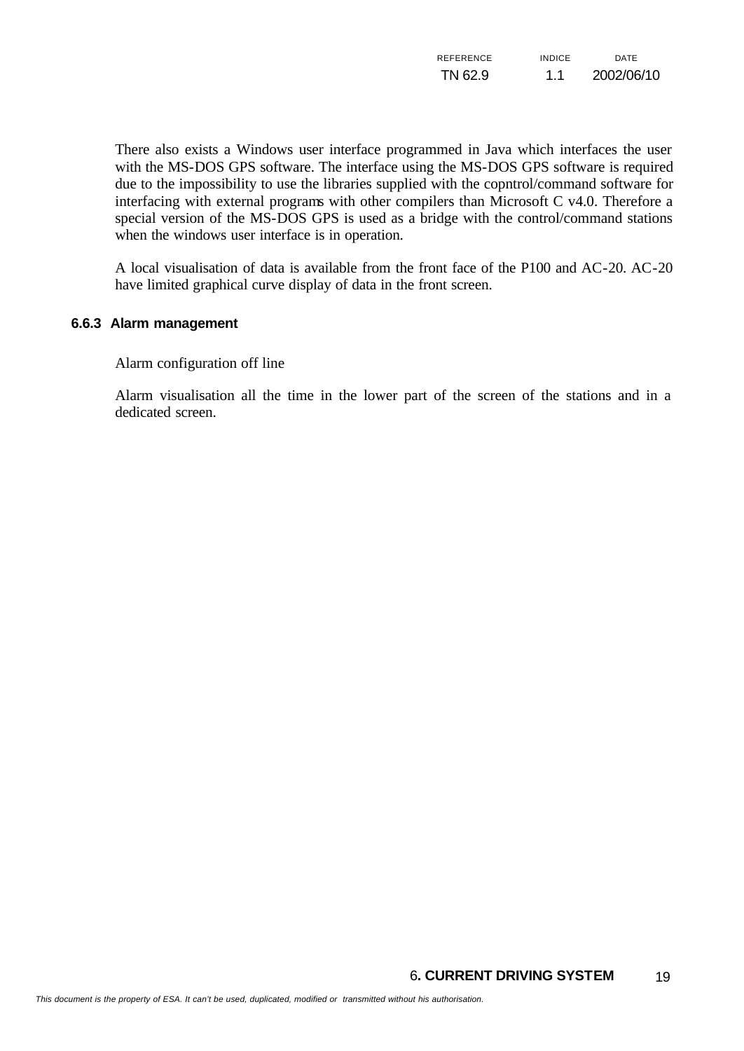There also exists a Windows user interface programmed in Java which interfaces the user with the MS-DOS GPS software. The interface using the MS-DOS GPS software is required due to the impossibility to use the libraries supplied with the copntrol/command software for interfacing with external programs with other compilers than Microsoft C v4.0. Therefore a special version of the MS-DOS GPS is used as a bridge with the control/command stations when the windows user interface is in operation.

A local visualisation of data is available from the front face of the P100 and AC-20. AC-20 have limited graphical curve display of data in the front screen.

### 6.6.3 Alarm management

Alarm configuration off line

Alarm visualisation all the time in the lower part of the screen of the stations and in a dedicated screen.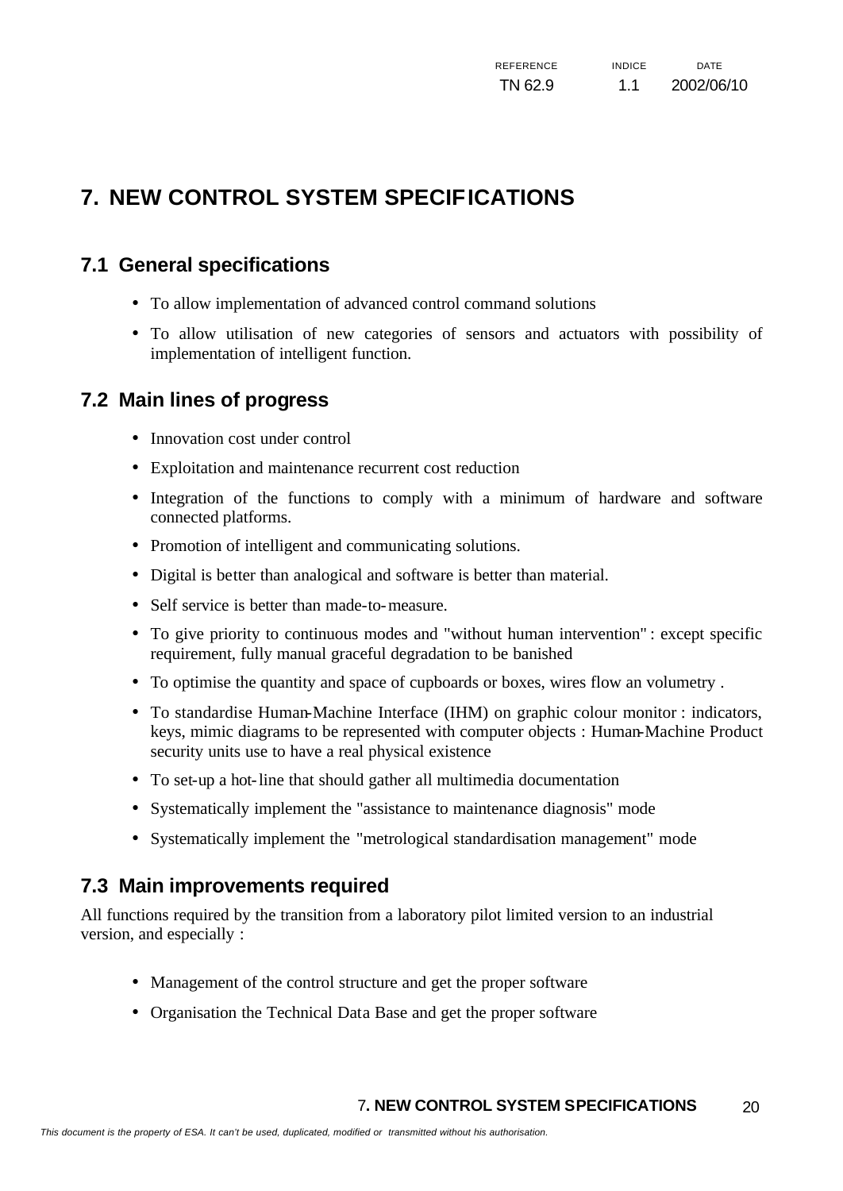# 7. NEW CONTROL SYSTEM SPECIFICATIONS

## 7.1 General specifications

- To allow implementation of advanced control command solutions
- To allow utilisation of new categories of sensors and actuators with possibility of implementation of intelligent function.

## 7.2 Main lines of progress

- Innovation cost under control
- Exploitation and maintenance recurrent cost reduction
- Integration of the functions to comply with a minimum of hardware and software connected platforms.
- Promotion of intelligent and communicating solutions.
- Digital is better than analogical and software is better than material.
- Self service is better than made-to-measure.
- To give priority to continuous modes and "without human intervention" : except specific requirement, fully manual graceful degradation to be banished
- To optimise the quantity and space of cupboards or boxes, wires flow an volumetry .
- To standardise Human-Machine Interface (IHM) on graphic colour monitor : indicators, keys, mimic diagrams to be represented with computer objects : Human-Machine Product security units use to have a real physical existence
- To set-up a hot-line that should gather all multimedia documentation
- Systematically implement the "assistance to maintenance diagnosis" mode
- Systematically implement the "metrological standardisation management" mode

## 7.3 Main improvements required

All functions required by the transition from a laboratory pilot limited version to an industrial version, and especially :

- Management of the control structure and get the proper software
- Organisation the Technical Data Base and get the proper software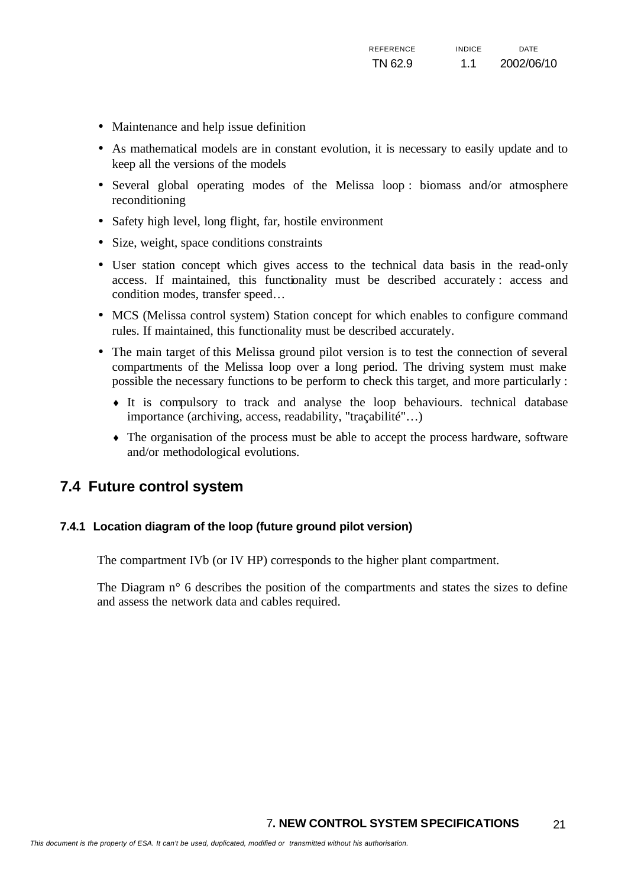- Maintenance and help issue definition
- As mathematical models are in constant evolution, it is necessary to easily update and to keep all the versions of the models
- Several global operating modes of the Melissa loop : biomass and/or atmosphere reconditioning
- Safety high level, long flight, far, hostile environment
- Size, weight, space conditions constraints
- User station concept which gives access to the technical data basis in the read-only access. If maintained, this functionality must be described accurately : access and condition modes, transfer speed…
- MCS (Melissa control system) Station concept for which enables to configure command rules. If maintained, this functionality must be described accurately.
- The main target of this Melissa ground pilot version is to test the connection of several compartments of the Melissa loop over a long period. The driving system must make possible the necessary functions to be perform to check this target, and more particularly :
  - It is compulsory to track and analyse the loop behaviours. technical database importance (archiving, access, readability, "traçabilité"…)
  - The organisation of the process must be able to accept the process hardware, software and/or methodological evolutions.

## 7.4 Future control system

### 7.4.1 Location diagram of the loop (future ground pilot version)

The compartment IVb (or IV HP) corresponds to the higher plant compartment.

The Diagram n° 6 describes the position of the compartments and states the sizes to define and assess the network data and cables required.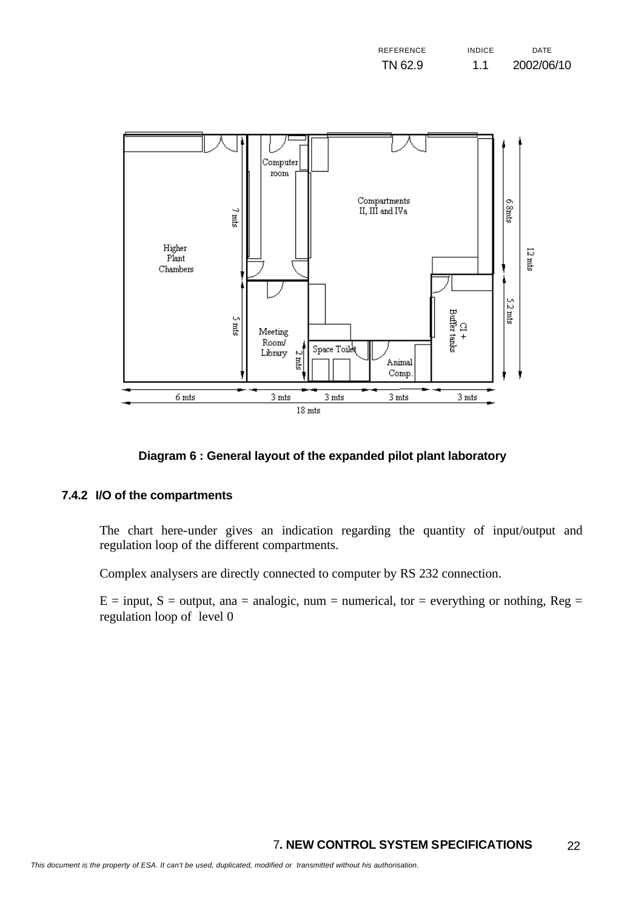**Diagram 6 : General layout of the expanded pilot plant laboratory**

### 7.4.2 I/O of the compartments

The chart here-under gives an indication regarding the quantity of input/output and regulation loop of the different compartments.

Complex analysers are directly connected to computer by RS 232 connection.

E = input, S = output, ana = analogic, num = numerical, tor = everything or nothing, Reg = regulation loop of level 0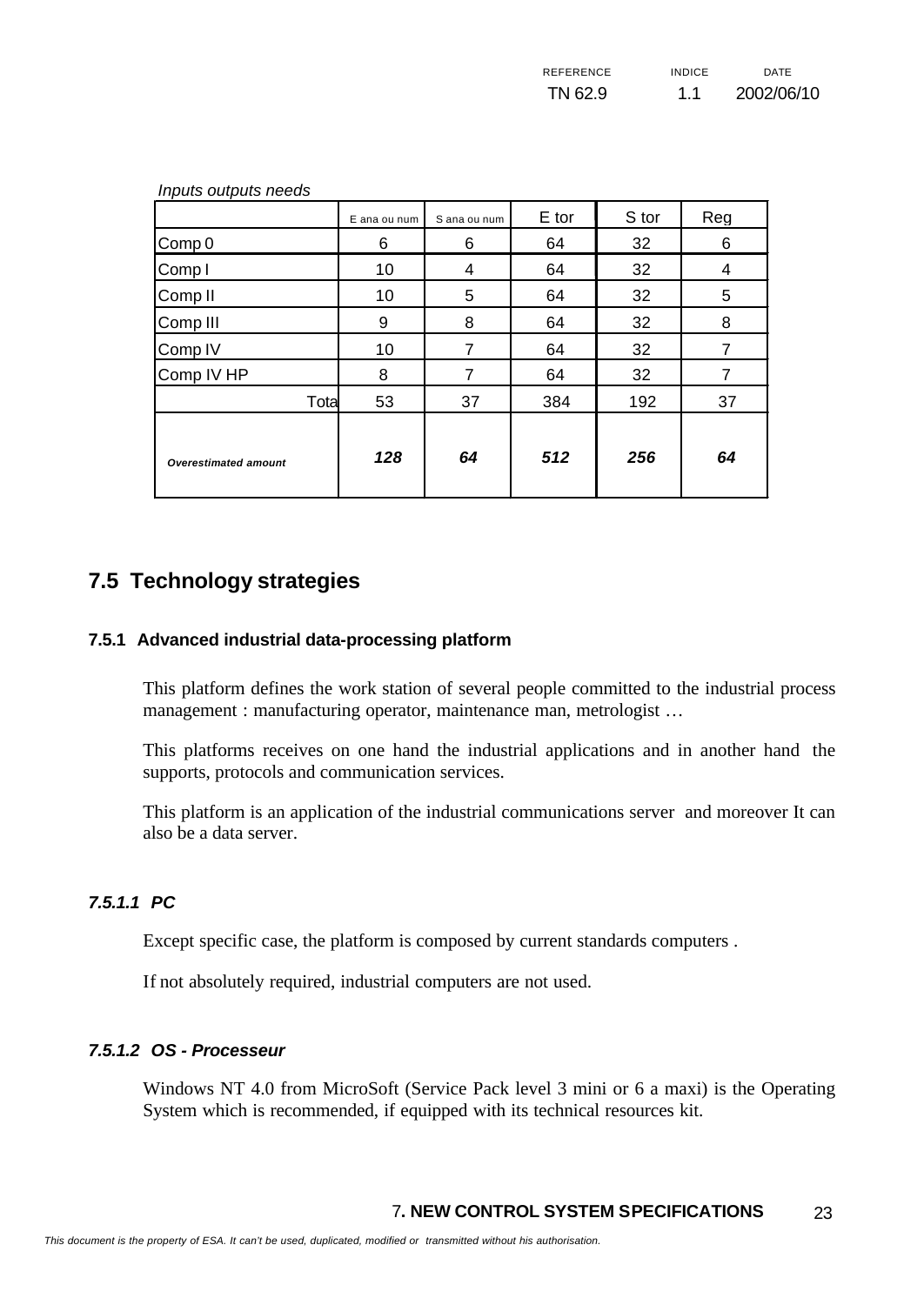*Inputs outputs needs*

| | E ana ou num | S ana ou num | E tor | S tor | Reg |
|---|---|---|---|---|---|
| Comp 0 | 6 | 6 | 64 | 32 | 6 |
| Comp I | 10 | 4 | 64 | 32 | 4 |
| Comp II | 10 | 5 | 64 | 32 | 5 |
| Comp III | 9 | 8 | 64 | 32 | 8 |
| Comp IV | 10 | 7 | 64 | 32 | 7 |
| Comp IV HP | 8 | 7 | 64 | 32 | 7 |
| Tota | 53 | 37 | 384 | 192 | 37 |
| ***Overestimated amount*** | ***128*** | ***64*** | ***512*** | ***256*** | ***64*** |

## 7.5 Technology strategies

### 7.5.1 Advanced industrial data-processing platform

This platform defines the work station of several people committed to the industrial process management : manufacturing operator, maintenance man, metrologist …

This platforms receives on one hand the industrial applications and in another hand the supports, protocols and communication services.

This platform is an application of the industrial communications server and moreover It can also be a data server.

#### *7.5.1.1 PC*

Except specific case, the platform is composed by current standards computers .

If not absolutely required, industrial computers are not used.

#### *7.5.1.2 OS - Processeur*

Windows NT 4.0 from MicroSoft (Service Pack level 3 mini or 6 a maxi) is the Operating System which is recommended, if equipped with its technical resources kit.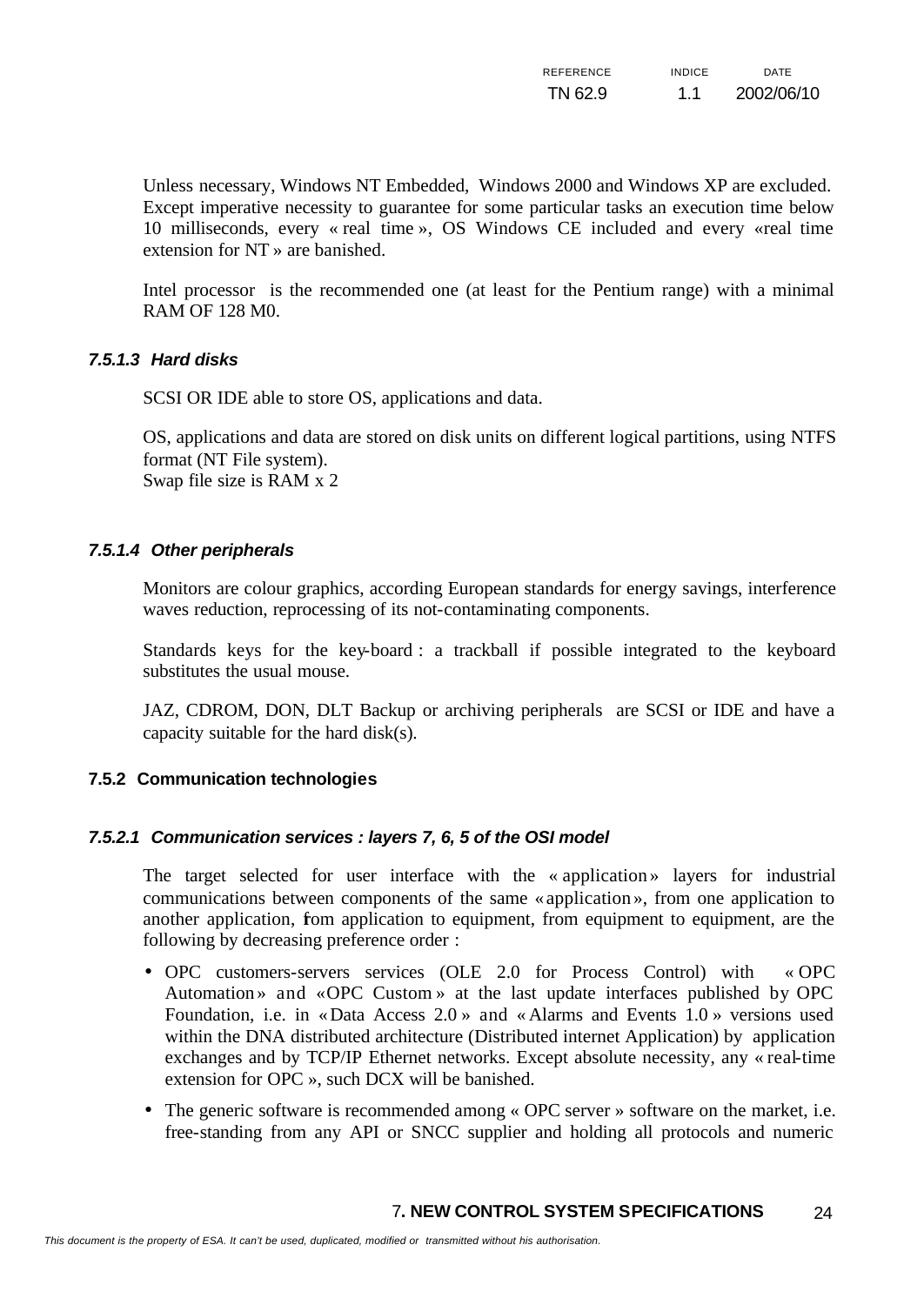Unless necessary, Windows NT Embedded, Windows 2000 and Windows XP are excluded. Except imperative necessity to guarantee for some particular tasks an execution time below 10 milliseconds, every « real time », OS Windows CE included and every «real time extension for NT » are banished.

Intel processor is the recommended one (at least for the Pentium range) with a minimal RAM OF 128 M0.

#### *7.5.1.3 Hard disks*

SCSI OR IDE able to store OS, applications and data.

OS, applications and data are stored on disk units on different logical partitions, using NTFS format (NT File system).
Swap file size is RAM x 2

#### *7.5.1.4 Other peripherals*

Monitors are colour graphics, according European standards for energy savings, interference waves reduction, reprocessing of its not-contaminating components.

Standards keys for the key-board : a trackball if possible integrated to the keyboard substitutes the usual mouse.

JAZ, CDROM, DON, DLT Backup or archiving peripherals are SCSI or IDE and have a capacity suitable for the hard disk(s).

### 7.5.2 Communication technologies

#### *7.5.2.1 Communication services : layers 7, 6, 5 of the OSI model*

The target selected for user interface with the « application » layers for industrial communications between components of the same « application », from one application to another application, from application to equipment, from equipment to equipment, are the following by decreasing preference order :

- OPC customers-servers services (OLE 2.0 for Process Control) with « OPC Automation » and «OPC Custom » at the last update interfaces published by OPC Foundation, i.e. in « Data Access 2.0 » and « Alarms and Events 1.0 » versions used within the DNA distributed architecture (Distributed internet Application) by application exchanges and by TCP/IP Ethernet networks. Except absolute necessity, any « real-time extension for OPC », such DCX will be banished.
- The generic software is recommended among « OPC server » software on the market, i.e. free-standing from any API or SNCC supplier and holding all protocols and numeric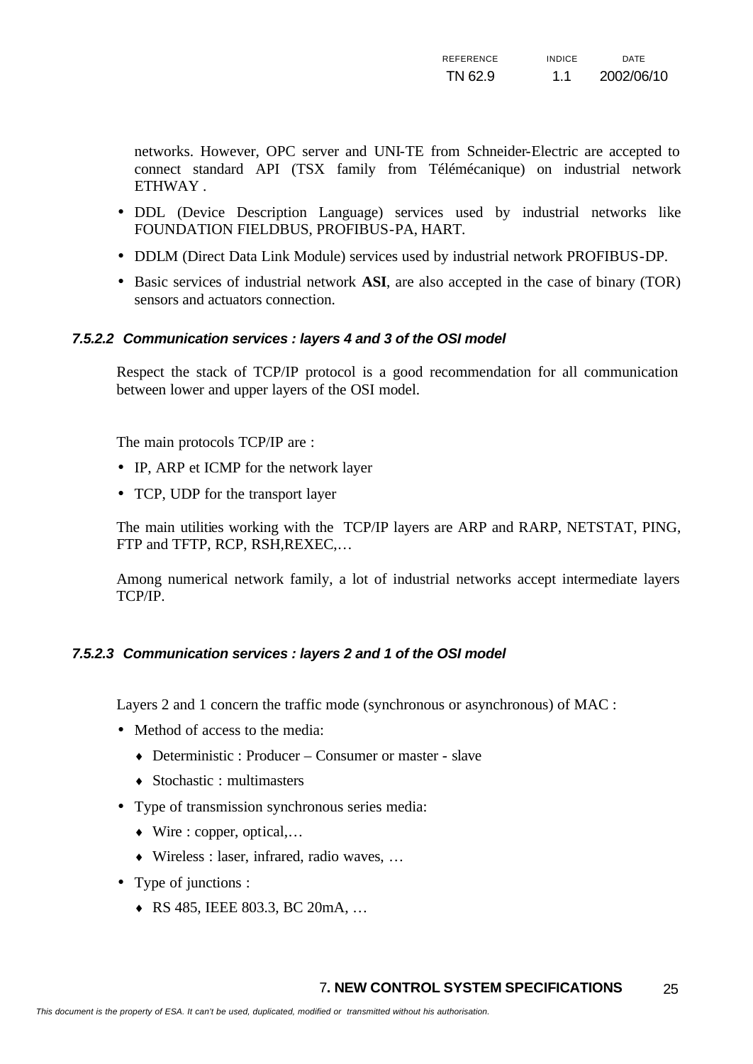networks. However, OPC server and UNI-TE from Schneider-Electric are accepted to connect standard API (TSX family from Télémécanique) on industrial network ETHWAY .

- DDL (Device Description Language) services used by industrial networks like FOUNDATION FIELDBUS, PROFIBUS-PA, HART.
- DDLM (Direct Data Link Module) services used by industrial network PROFIBUS-DP.
- Basic services of industrial network **ASI**, are also accepted in the case of binary (TOR) sensors and actuators connection.

#### *7.5.2.2 Communication services : layers 4 and 3 of the OSI model*

Respect the stack of TCP/IP protocol is a good recommendation for all communication between lower and upper layers of the OSI model.

The main protocols TCP/IP are :

- IP, ARP et ICMP for the network layer
- TCP, UDP for the transport layer

The main utilities working with the TCP/IP layers are ARP and RARP, NETSTAT, PING, FTP and TFTP, RCP, RSH,REXEC,…

Among numerical network family, a lot of industrial networks accept intermediate layers TCP/IP.

#### *7.5.2.3 Communication services : layers 2 and 1 of the OSI model*

Layers 2 and 1 concern the traffic mode (synchronous or asynchronous) of MAC :

- Method of access to the media:
  - Deterministic : Producer – Consumer or master - slave
  - Stochastic : multimasters
- Type of transmission synchronous series media:
  - Wire : copper, optical,…
  - Wireless : laser, infrared, radio waves, …
- Type of junctions :
  - RS 485, IEEE 803.3, BC 20mA, …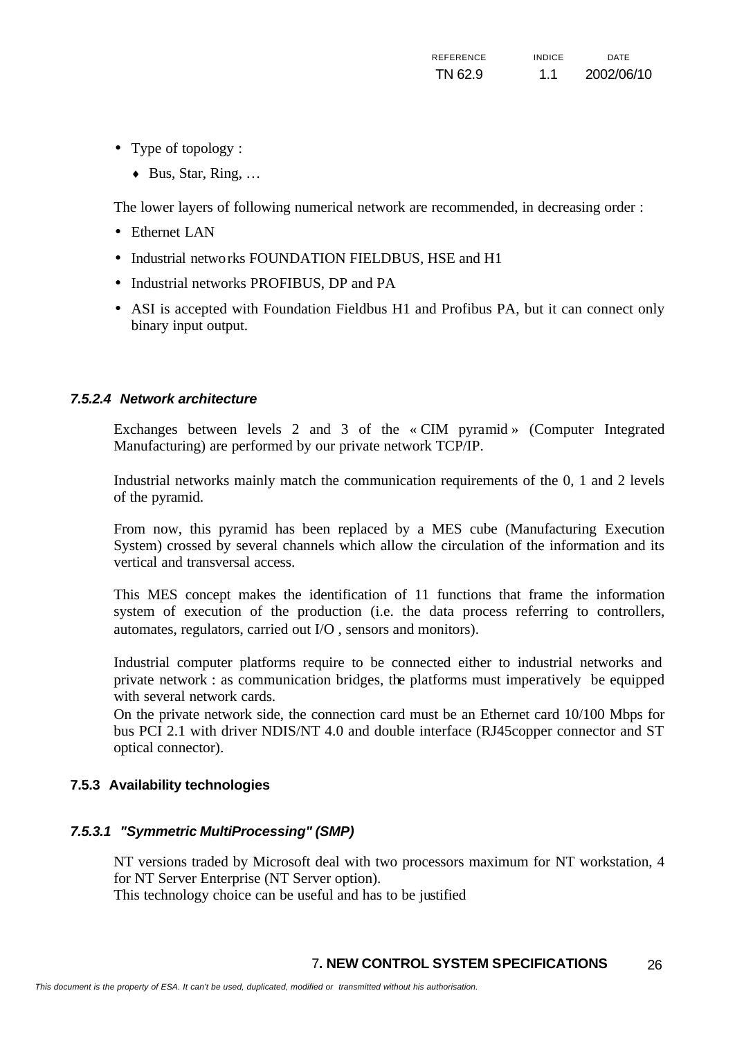- Type of topology :
  - Bus, Star, Ring, …

The lower layers of following numerical network are recommended, in decreasing order :

- Ethernet LAN
- Industrial networks FOUNDATION FIELDBUS, HSE and H1
- Industrial networks PROFIBUS, DP and PA
- ASI is accepted with Foundation Fieldbus H1 and Profibus PA, but it can connect only binary input output.

##### *7.5.2.4 Network architecture*

Exchanges between levels 2 and 3 of the « CIM pyramid » (Computer Integrated Manufacturing) are performed by our private network TCP/IP.

Industrial networks mainly match the communication requirements of the 0, 1 and 2 levels of the pyramid.

From now, this pyramid has been replaced by a MES cube (Manufacturing Execution System) crossed by several channels which allow the circulation of the information and its vertical and transversal access.

This MES concept makes the identification of 11 functions that frame the information system of execution of the production (i.e. the data process referring to controllers, automates, regulators, carried out I/O , sensors and monitors).

Industrial computer platforms require to be connected either to industrial networks and private network : as communication bridges, the platforms must imperatively be equipped with several network cards.
On the private network side, the connection card must be an Ethernet card 10/100 Mbps for bus PCI 2.1 with driver NDIS/NT 4.0 and double interface (RJ45copper connector and ST optical connector).

### 7.5.3 Availability technologies

##### *7.5.3.1 "Symmetric MultiProcessing" (SMP)*

NT versions traded by Microsoft deal with two processors maximum for NT workstation, 4 for NT Server Enterprise (NT Server option).
This technology choice can be useful and has to be justified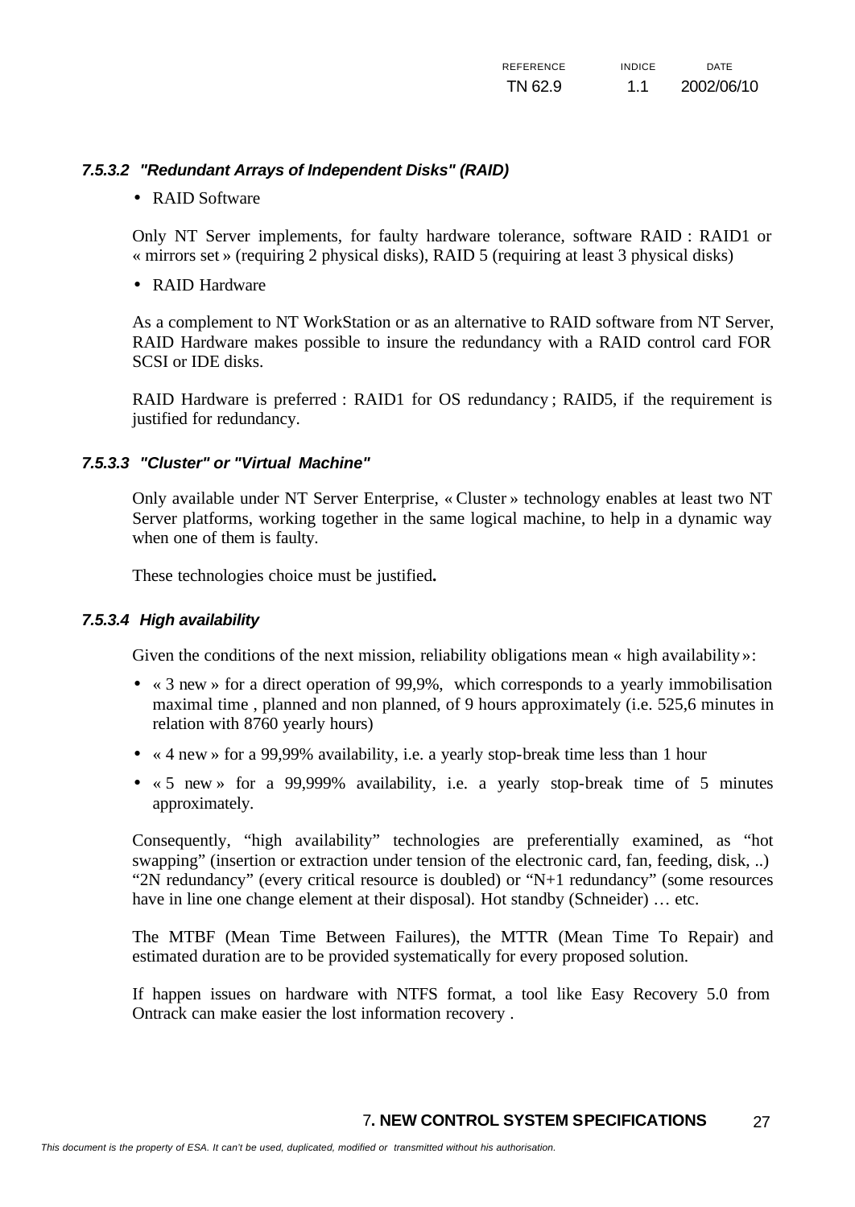#### *7.5.3.2 "Redundant Arrays of Independent Disks" (RAID)*

- RAID Software

Only NT Server implements, for faulty hardware tolerance, software RAID : RAID1 or « mirrors set » (requiring 2 physical disks), RAID 5 (requiring at least 3 physical disks)

- RAID Hardware

As a complement to NT WorkStation or as an alternative to RAID software from NT Server, RAID Hardware makes possible to insure the redundancy with a RAID control card FOR SCSI or IDE disks.

RAID Hardware is preferred : RAID1 for OS redundancy ; RAID5, if the requirement is justified for redundancy.

#### *7.5.3.3 "Cluster" or "Virtual Machine"*

Only available under NT Server Enterprise, « Cluster » technology enables at least two NT Server platforms, working together in the same logical machine, to help in a dynamic way when one of them is faulty.

These technologies choice must be justified**.**

#### *7.5.3.4 High availability*

Given the conditions of the next mission, reliability obligations mean « high availability »:

- « 3 new » for a direct operation of 99,9%, which corresponds to a yearly immobilisation maximal time , planned and non planned, of 9 hours approximately (i.e. 525,6 minutes in relation with 8760 yearly hours)
- « 4 new » for a 99,99% availability, i.e. a yearly stop-break time less than 1 hour
- « 5 new » for a 99,999% availability, i.e. a yearly stop-break time of 5 minutes approximately.

Consequently, "high availability" technologies are preferentially examined, as "hot swapping" (insertion or extraction under tension of the electronic card, fan, feeding, disk, ..) "2N redundancy" (every critical resource is doubled) or "N+1 redundancy" (some resources have in line one change element at their disposal). Hot standby (Schneider) … etc.

The MTBF (Mean Time Between Failures), the MTTR (Mean Time To Repair) and estimated duration are to be provided systematically for every proposed solution.

If happen issues on hardware with NTFS format, a tool like Easy Recovery 5.0 from Ontrack can make easier the lost information recovery .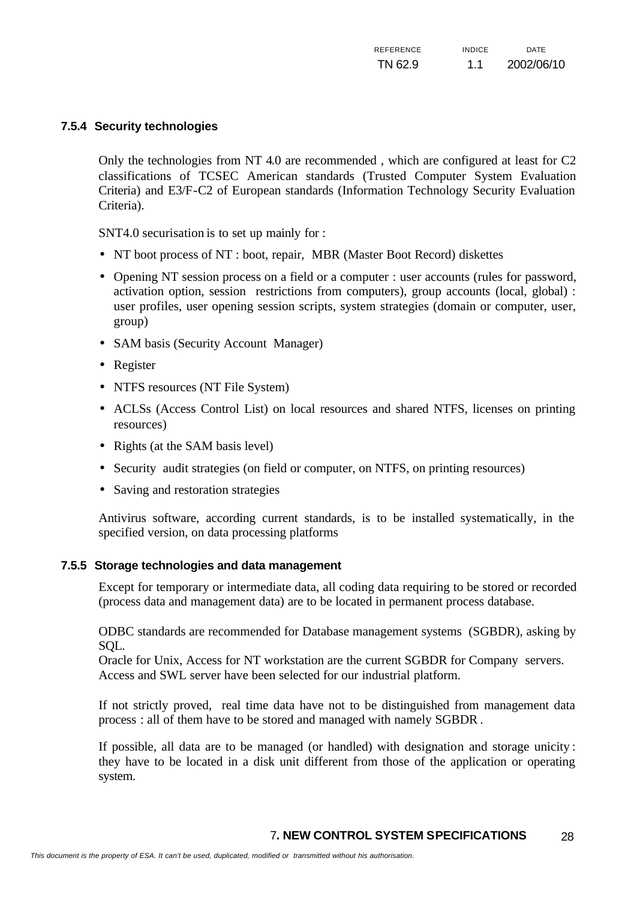### 7.5.4 Security technologies

Only the technologies from NT 4.0 are recommended , which are configured at least for C2 classifications of TCSEC American standards (Trusted Computer System Evaluation Criteria) and E3/F-C2 of European standards (Information Technology Security Evaluation Criteria).

SNT4.0 securisation is to set up mainly for :

- NT boot process of NT : boot, repair, MBR (Master Boot Record) diskettes
- Opening NT session process on a field or a computer : user accounts (rules for password, activation option, session restrictions from computers), group accounts (local, global) : user profiles, user opening session scripts, system strategies (domain or computer, user, group)
- SAM basis (Security Account Manager)
- Register
- NTFS resources (NT File System)
- ACLSs (Access Control List) on local resources and shared NTFS, licenses on printing resources)
- Rights (at the SAM basis level)
- Security audit strategies (on field or computer, on NTFS, on printing resources)
- Saving and restoration strategies

Antivirus software, according current standards, is to be installed systematically, in the specified version, on data processing platforms

### 7.5.5 Storage technologies and data management

Except for temporary or intermediate data, all coding data requiring to be stored or recorded (process data and management data) are to be located in permanent process database.

ODBC standards are recommended for Database management systems (SGBDR), asking by SQL.
Oracle for Unix, Access for NT workstation are the current SGBDR for Company servers.
Access and SWL server have been selected for our industrial platform.

If not strictly proved, real time data have not to be distinguished from management data process : all of them have to be stored and managed with namely SGBDR .

If possible, all data are to be managed (or handled) with designation and storage unicity : they have to be located in a disk unit different from those of the application or operating system.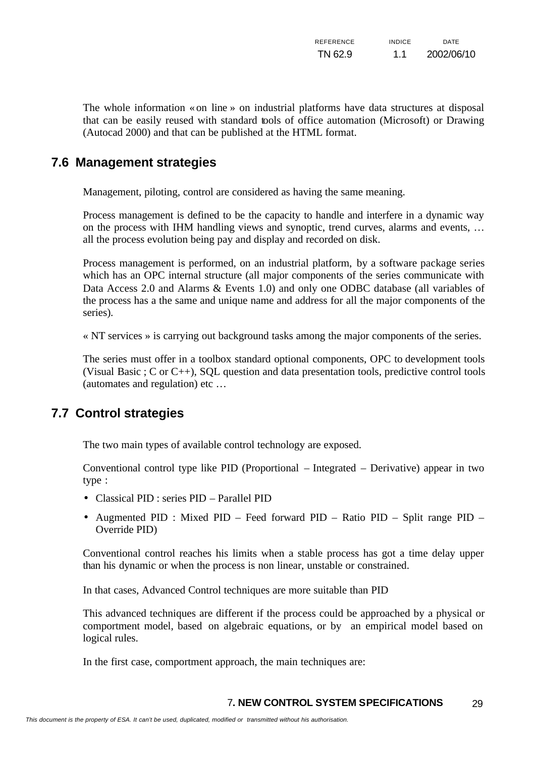The whole information « on line » on industrial platforms have data structures at disposal that can be easily reused with standard tools of office automation (Microsoft) or Drawing (Autocad 2000) and that can be published at the HTML format.

## 7.6 Management strategies

Management, piloting, control are considered as having the same meaning.

Process management is defined to be the capacity to handle and interfere in a dynamic way on the process with IHM handling views and synoptic, trend curves, alarms and events, … all the process evolution being pay and display and recorded on disk.

Process management is performed, on an industrial platform, by a software package series which has an OPC internal structure (all major components of the series communicate with Data Access 2.0 and Alarms & Events 1.0) and only one ODBC database (all variables of the process has a the same and unique name and address for all the major components of the series).

« NT services » is carrying out background tasks among the major components of the series.

The series must offer in a toolbox standard optional components, OPC to development tools (Visual Basic ; C or C++), SQL question and data presentation tools, predictive control tools (automates and regulation) etc …

## 7.7 Control strategies

The two main types of available control technology are exposed.

Conventional control type like PID (Proportional – Integrated – Derivative) appear in two type :

- Classical PID : series PID – Parallel PID
- Augmented PID : Mixed PID – Feed forward PID – Ratio PID – Split range PID – Override PID)

Conventional control reaches his limits when a stable process has got a time delay upper than his dynamic or when the process is non linear, unstable or constrained.

In that cases, Advanced Control techniques are more suitable than PID

This advanced techniques are different if the process could be approached by a physical or comportment model, based on algebraic equations, or by an empirical model based on logical rules.

In the first case, comportment approach, the main techniques are: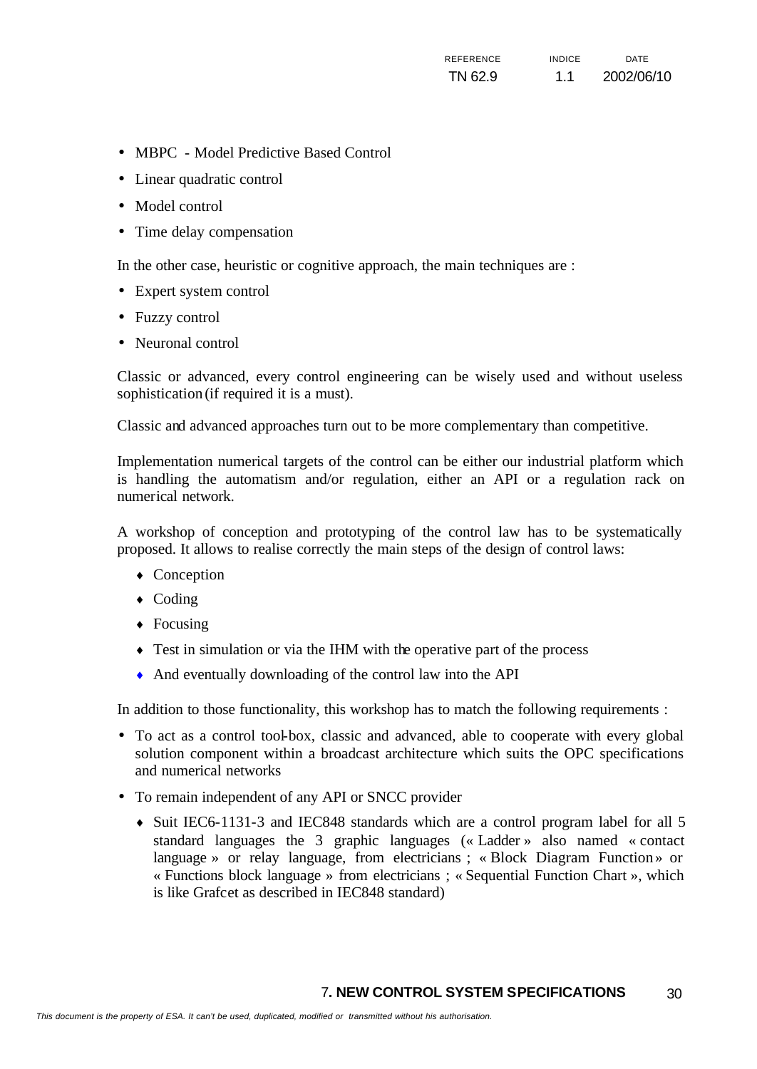- MBPC - Model Predictive Based Control
- Linear quadratic control
- Model control
- Time delay compensation

In the other case, heuristic or cognitive approach, the main techniques are :

- Expert system control
- Fuzzy control
- Neuronal control

Classic or advanced, every control engineering can be wisely used and without useless sophistication (if required it is a must).

Classic and advanced approaches turn out to be more complementary than competitive.

Implementation numerical targets of the control can be either our industrial platform which is handling the automatism and/or regulation, either an API or a regulation rack on numerical network.

A workshop of conception and prototyping of the control law has to be systematically proposed. It allows to realise correctly the main steps of the design of control laws:

- Conception
- Coding
- Focusing
- Test in simulation or via the IHM with the operative part of the process
- And eventually downloading of the control law into the API

In addition to those functionality, this workshop has to match the following requirements :

- To act as a control tool-box, classic and advanced, able to cooperate with every global solution component within a broadcast architecture which suits the OPC specifications and numerical networks
- To remain independent of any API or SNCC provider
  - Suit IEC6-1131-3 and IEC848 standards which are a control program label for all 5 standard languages the 3 graphic languages (« Ladder » also named « contact language » or relay language, from electricians ; « Block Diagram Function » or « Functions block language » from electricians ; « Sequential Function Chart », which is like Grafcet as described in IEC848 standard)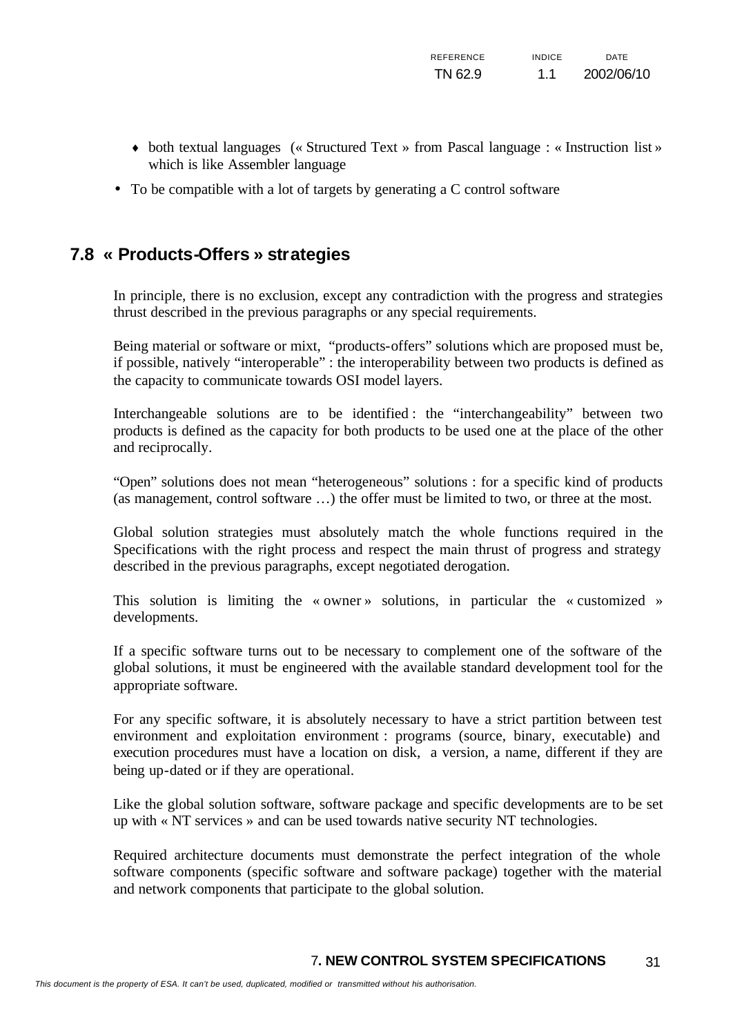- ♦ both textual languages (« Structured Text » from Pascal language : « Instruction list » which is like Assembler language
- To be compatible with a lot of targets by generating a C control software

## 7.8 « Products-Offers » strategies

In principle, there is no exclusion, except any contradiction with the progress and strategies thrust described in the previous paragraphs or any special requirements.

Being material or software or mixt, "products-offers" solutions which are proposed must be, if possible, natively "interoperable" : the interoperability between two products is defined as the capacity to communicate towards OSI model layers.

Interchangeable solutions are to be identified : the "interchangeability" between two products is defined as the capacity for both products to be used one at the place of the other and reciprocally.

"Open" solutions does not mean "heterogeneous" solutions : for a specific kind of products (as management, control software …) the offer must be limited to two, or three at the most.

Global solution strategies must absolutely match the whole functions required in the Specifications with the right process and respect the main thrust of progress and strategy described in the previous paragraphs, except negotiated derogation.

This solution is limiting the « owner » solutions, in particular the « customized » developments.

If a specific software turns out to be necessary to complement one of the software of the global solutions, it must be engineered with the available standard development tool for the appropriate software.

For any specific software, it is absolutely necessary to have a strict partition between test environment and exploitation environment : programs (source, binary, executable) and execution procedures must have a location on disk, a version, a name, different if they are being up-dated or if they are operational.

Like the global solution software, software package and specific developments are to be set up with « NT services » and can be used towards native security NT technologies.

Required architecture documents must demonstrate the perfect integration of the whole software components (specific software and software package) together with the material and network components that participate to the global solution.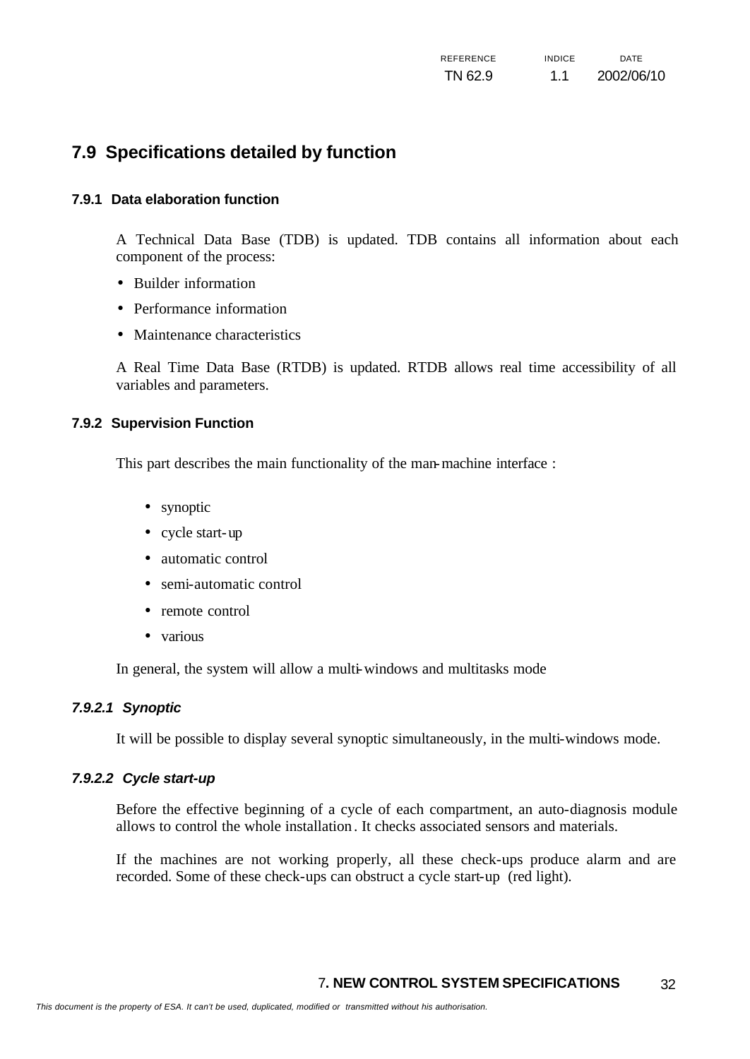## 7.9 Specifications detailed by function

### 7.9.1 Data elaboration function

A Technical Data Base (TDB) is updated. TDB contains all information about each component of the process:

- Builder information
- Performance information
- Maintenance characteristics

A Real Time Data Base (RTDB) is updated. RTDB allows real time accessibility of all variables and parameters.

### 7.9.2 Supervision Function

This part describes the main functionality of the man-machine interface :

- synoptic
- cycle start-up
- automatic control
- semi-automatic control
- remote control
- various

In general, the system will allow a multi-windows and multitasks mode

#### *7.9.2.1 Synoptic*

It will be possible to display several synoptic simultaneously, in the multi-windows mode.

#### *7.9.2.2 Cycle start-up*

Before the effective beginning of a cycle of each compartment, an auto-diagnosis module allows to control the whole installation. It checks associated sensors and materials.

If the machines are not working properly, all these check-ups produce alarm and are recorded. Some of these check-ups can obstruct a cycle start-up (red light).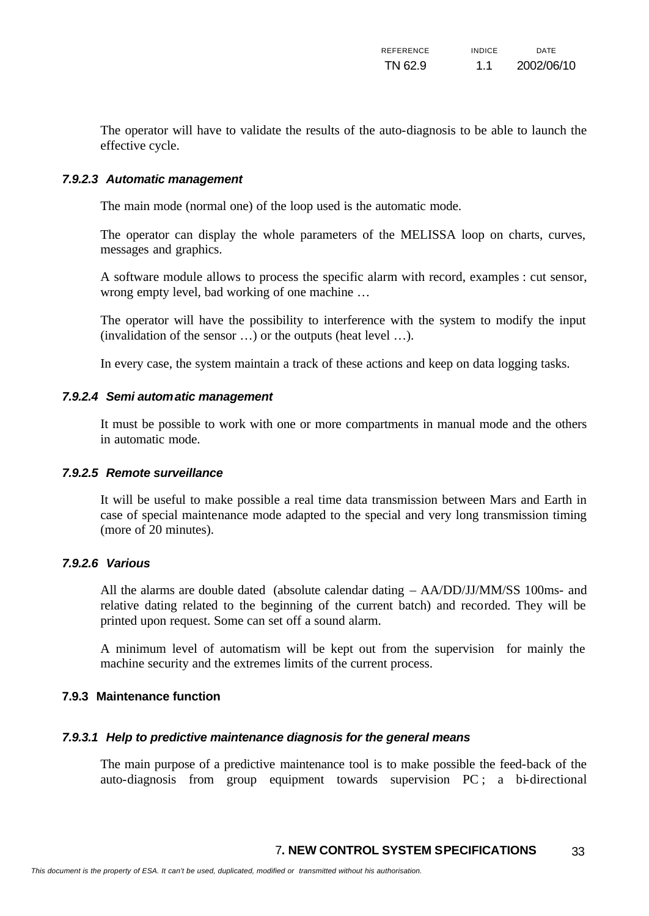The operator will have to validate the results of the auto-diagnosis to be able to launch the effective cycle.

#### *7.9.2.3 Automatic management*

The main mode (normal one) of the loop used is the automatic mode.

The operator can display the whole parameters of the MELISSA loop on charts, curves, messages and graphics.

A software module allows to process the specific alarm with record, examples : cut sensor, wrong empty level, bad working of one machine …

The operator will have the possibility to interference with the system to modify the input (invalidation of the sensor …) or the outputs (heat level …).

In every case, the system maintain a track of these actions and keep on data logging tasks.

#### *7.9.2.4 Semi automatic management*

It must be possible to work with one or more compartments in manual mode and the others in automatic mode.

#### *7.9.2.5 Remote surveillance*

It will be useful to make possible a real time data transmission between Mars and Earth in case of special maintenance mode adapted to the special and very long transmission timing (more of 20 minutes).

#### *7.9.2.6 Various*

All the alarms are double dated (absolute calendar dating – AA/DD/JJ/MM/SS 100ms- and relative dating related to the beginning of the current batch) and recorded. They will be printed upon request. Some can set off a sound alarm.

A minimum level of automatism will be kept out from the supervision for mainly the machine security and the extremes limits of the current process.

### 7.9.3 Maintenance function

#### *7.9.3.1 Help to predictive maintenance diagnosis for the general means*

The main purpose of a predictive maintenance tool is to make possible the feed-back of the auto-diagnosis from group equipment towards supervision PC ; a bi-directional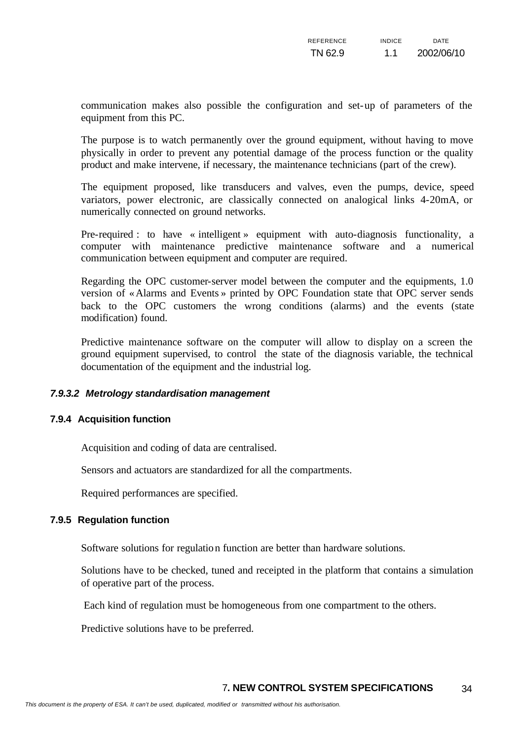communication makes also possible the configuration and set-up of parameters of the equipment from this PC.

The purpose is to watch permanently over the ground equipment, without having to move physically in order to prevent any potential damage of the process function or the quality product and make intervene, if necessary, the maintenance technicians (part of the crew).

The equipment proposed, like transducers and valves, even the pumps, device, speed variators, power electronic, are classically connected on analogical links 4-20mA, or numerically connected on ground networks.

Pre-required : to have « intelligent » equipment with auto-diagnosis functionality, a computer with maintenance predictive maintenance software and a numerical communication between equipment and computer are required.

Regarding the OPC customer-server model between the computer and the equipments, 1.0 version of « Alarms and Events » printed by OPC Foundation state that OPC server sends back to the OPC customers the wrong conditions (alarms) and the events (state modification) found.

Predictive maintenance software on the computer will allow to display on a screen the ground equipment supervised, to control the state of the diagnosis variable, the technical documentation of the equipment and the industrial log.

#### *7.9.3.2 Metrology standardisation management*

### 7.9.4 Acquisition function

Acquisition and coding of data are centralised.

Sensors and actuators are standardized for all the compartments.

Required performances are specified.

### 7.9.5 Regulation function

Software solutions for regulation function are better than hardware solutions.

Solutions have to be checked, tuned and receipted in the platform that contains a simulation of operative part of the process.

Each kind of regulation must be homogeneous from one compartment to the others.

Predictive solutions have to be preferred.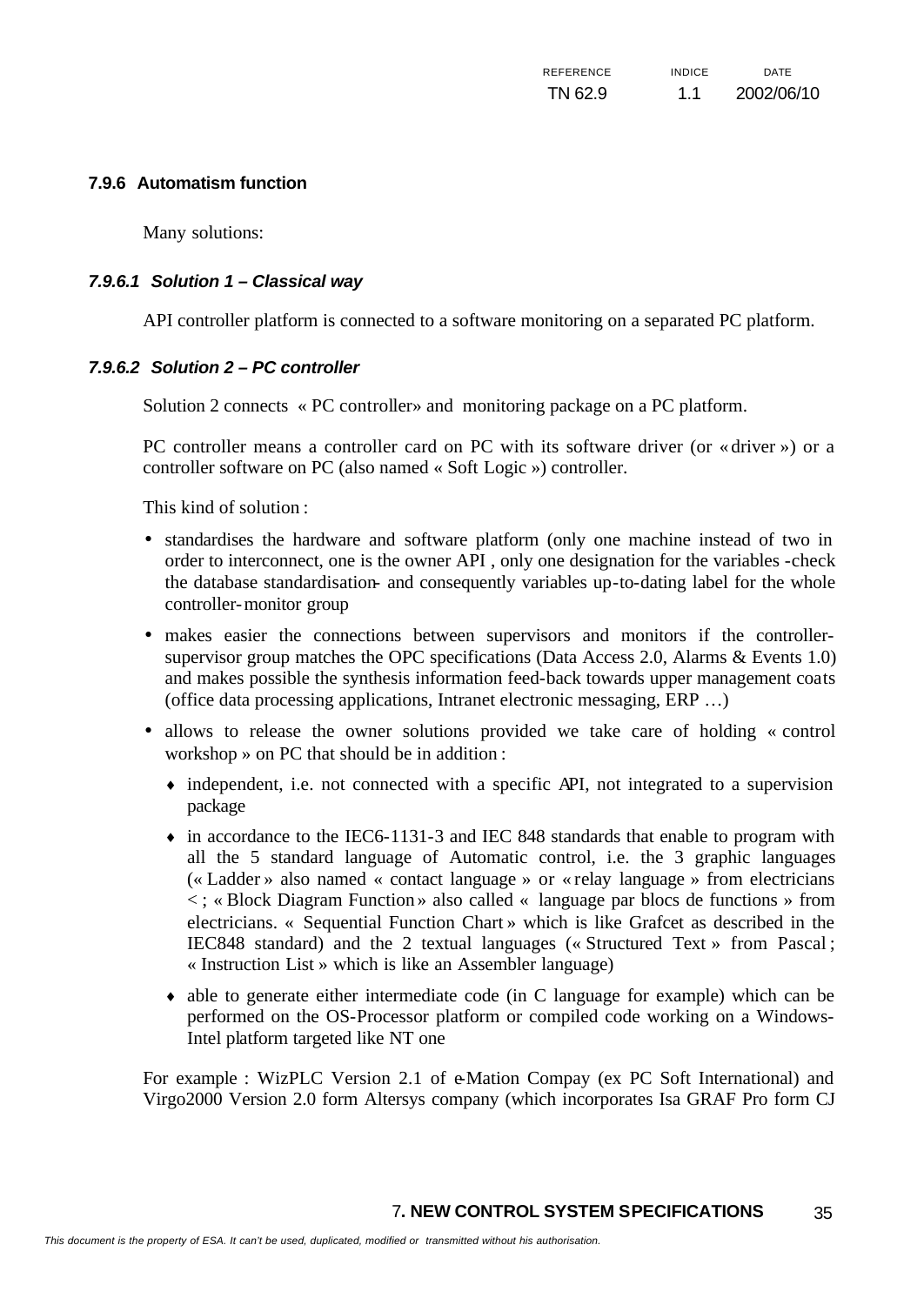### 7.9.6 Automatism function

Many solutions:

#### *7.9.6.1 Solution 1 – Classical way*

API controller platform is connected to a software monitoring on a separated PC platform.

#### *7.9.6.2 Solution 2 – PC controller*

Solution 2 connects « PC controller» and monitoring package on a PC platform.

PC controller means a controller card on PC with its software driver (or « driver ») or a controller software on PC (also named « Soft Logic ») controller.

This kind of solution :

- standardises the hardware and software platform (only one machine instead of two in order to interconnect, one is the owner API , only one designation for the variables -check the database standardisation- and consequently variables up-to-dating label for the whole controller-monitor group
- makes easier the connections between supervisors and monitors if the controller-supervisor group matches the OPC specifications (Data Access 2.0, Alarms & Events 1.0) and makes possible the synthesis information feed-back towards upper management coats (office data processing applications, Intranet electronic messaging, ERP …)
- allows to release the owner solutions provided we take care of holding « control workshop » on PC that should be in addition :
  - independent, i.e. not connected with a specific API, not integrated to a supervision package
  - in accordance to the IEC6-1131-3 and IEC 848 standards that enable to program with all the 5 standard language of Automatic control, i.e. the 3 graphic languages (« Ladder » also named « contact language » or « relay language » from electricians < ; « Block Diagram Function » also called « language par blocs de functions » from electricians. « Sequential Function Chart » which is like Grafcet as described in the IEC848 standard) and the 2 textual languages (« Structured Text » from Pascal ; « Instruction List » which is like an Assembler language)
  - able to generate either intermediate code (in C language for example) which can be performed on the OS-Processor platform or compiled code working on a Windows-Intel platform targeted like NT one

For example : WizPLC Version 2.1 of e-Mation Compay (ex PC Soft International) and Virgo2000 Version 2.0 form Altersys company (which incorporates Isa GRAF Pro form CJ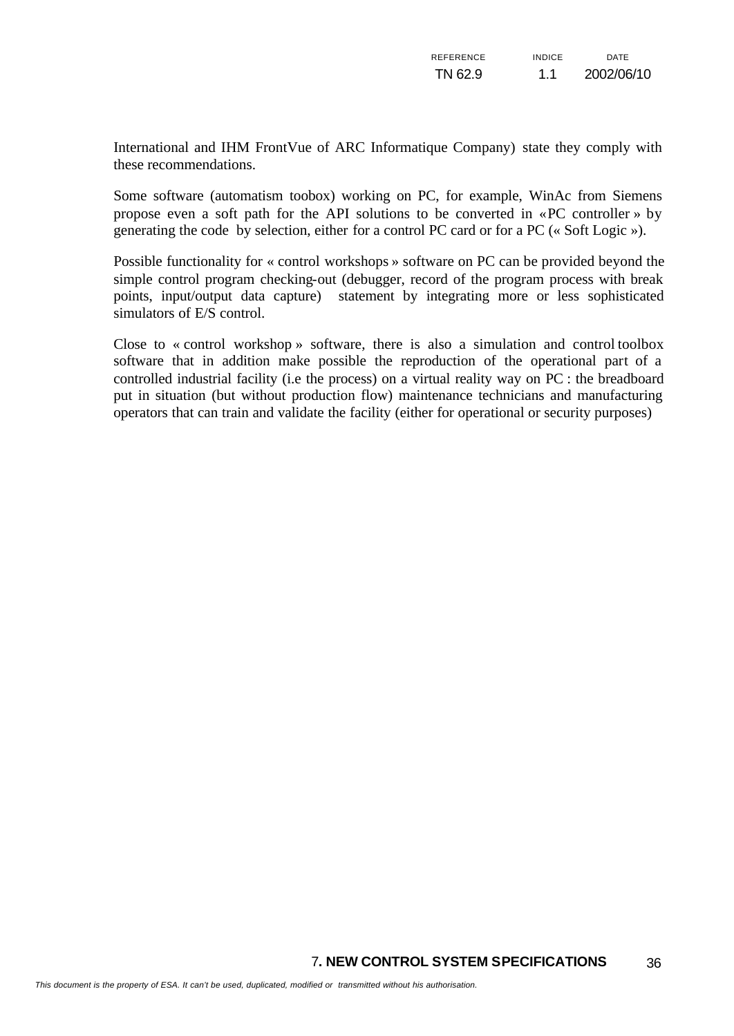International and IHM FrontVue of ARC Informatique Company) state they comply with these recommendations.

Some software (automatism toobox) working on PC, for example, WinAc from Siemens propose even a soft path for the API solutions to be converted in «PC controller » by generating the code by selection, either for a control PC card or for a PC (« Soft Logic »).

Possible functionality for « control workshops » software on PC can be provided beyond the simple control program checking-out (debugger, record of the program process with break points, input/output data capture) statement by integrating more or less sophisticated simulators of E/S control.

Close to « control workshop » software, there is also a simulation and control toolbox software that in addition make possible the reproduction of the operational part of a controlled industrial facility (i.e the process) on a virtual reality way on PC : the breadboard put in situation (but without production flow) maintenance technicians and manufacturing operators that can train and validate the facility (either for operational or security purposes)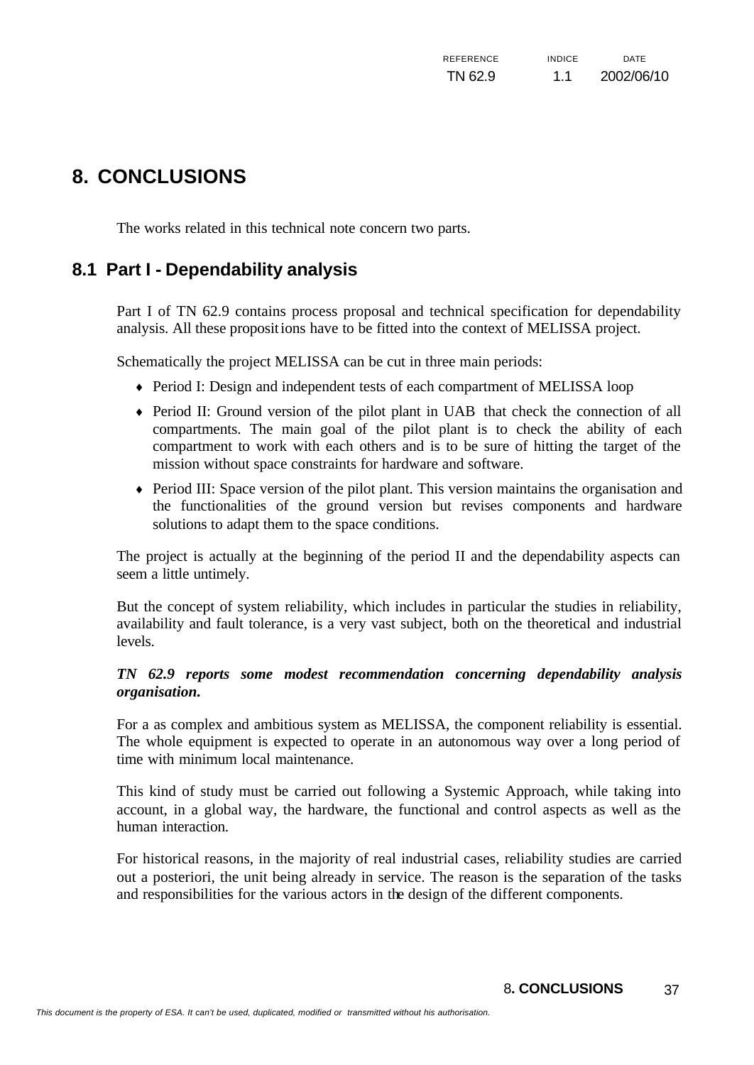# 8. CONCLUSIONS

The works related in this technical note concern two parts.

## 8.1 Part I - Dependability analysis

Part I of TN 62.9 contains process proposal and technical specification for dependability analysis. All these propositions have to be fitted into the context of MELISSA project.

Schematically the project MELISSA can be cut in three main periods:

- Period I: Design and independent tests of each compartment of MELISSA loop
- Period II: Ground version of the pilot plant in UAB that check the connection of all compartments. The main goal of the pilot plant is to check the ability of each compartment to work with each others and is to be sure of hitting the target of the mission without space constraints for hardware and software.
- Period III: Space version of the pilot plant. This version maintains the organisation and the functionalities of the ground version but revises components and hardware solutions to adapt them to the space conditions.

The project is actually at the beginning of the period II and the dependability aspects can seem a little untimely.

But the concept of system reliability, which includes in particular the studies in reliability, availability and fault tolerance, is a very vast subject, both on the theoretical and industrial levels.

***TN 62.9 reports some modest recommendation concerning dependability analysis organisation.***

For a as complex and ambitious system as MELISSA, the component reliability is essential. The whole equipment is expected to operate in an autonomous way over a long period of time with minimum local maintenance.

This kind of study must be carried out following a Systemic Approach, while taking into account, in a global way, the hardware, the functional and control aspects as well as the human interaction.

For historical reasons, in the majority of real industrial cases, reliability studies are carried out a posteriori, the unit being already in service. The reason is the separation of the tasks and responsibilities for the various actors in the design of the different components.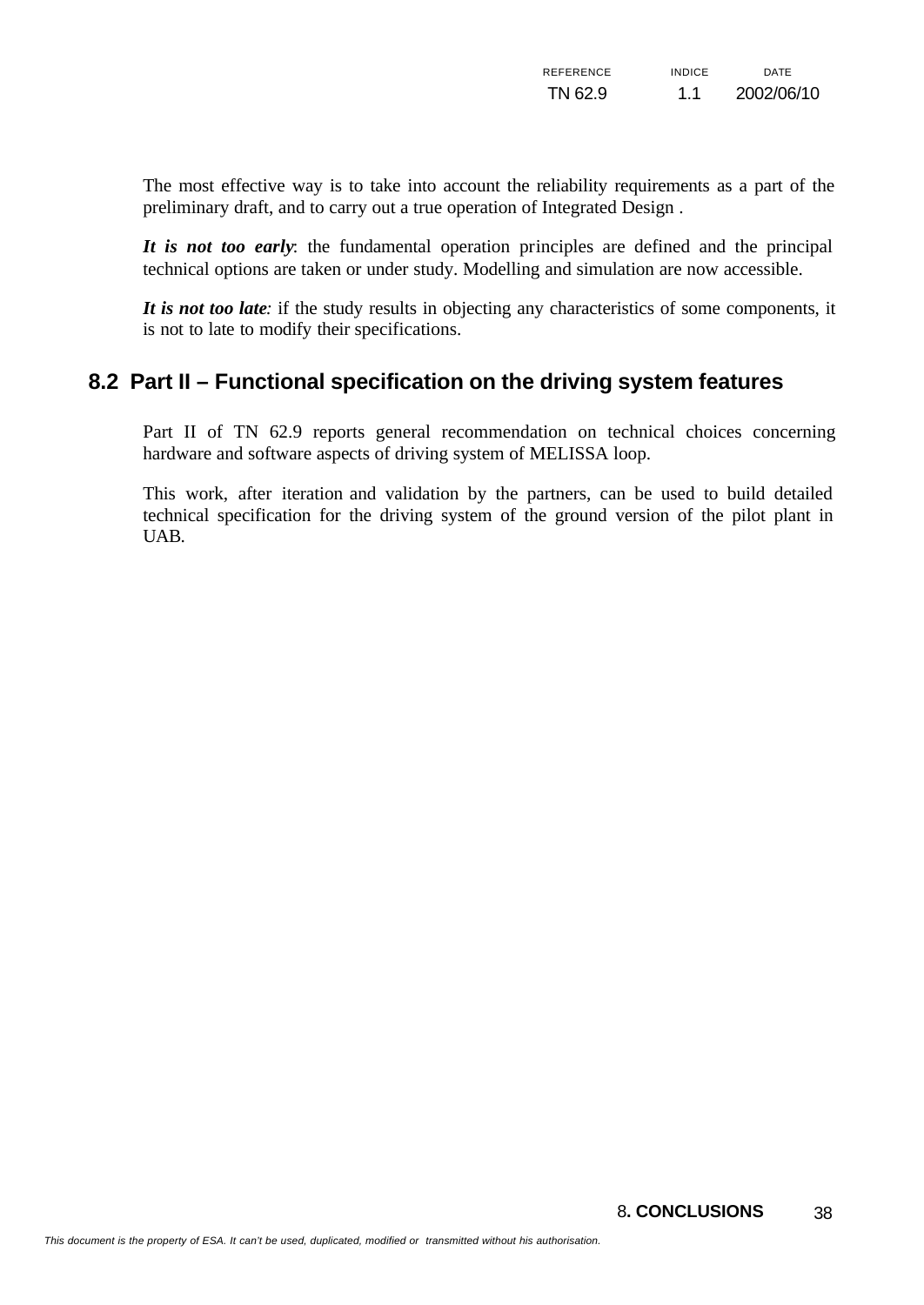The most effective way is to take into account the reliability requirements as a part of the preliminary draft, and to carry out a true operation of Integrated Design .

***It is not too early***: the fundamental operation principles are defined and the principal technical options are taken or under study. Modelling and simulation are now accessible.

***It is not too late***: if the study results in objecting any characteristics of some components, it is not to late to modify their specifications.

## 8.2 Part II – Functional specification on the driving system features

Part II of TN 62.9 reports general recommendation on technical choices concerning hardware and software aspects of driving system of MELISSA loop.

This work, after iteration and validation by the partners, can be used to build detailed technical specification for the driving system of the ground version of the pilot plant in UAB.